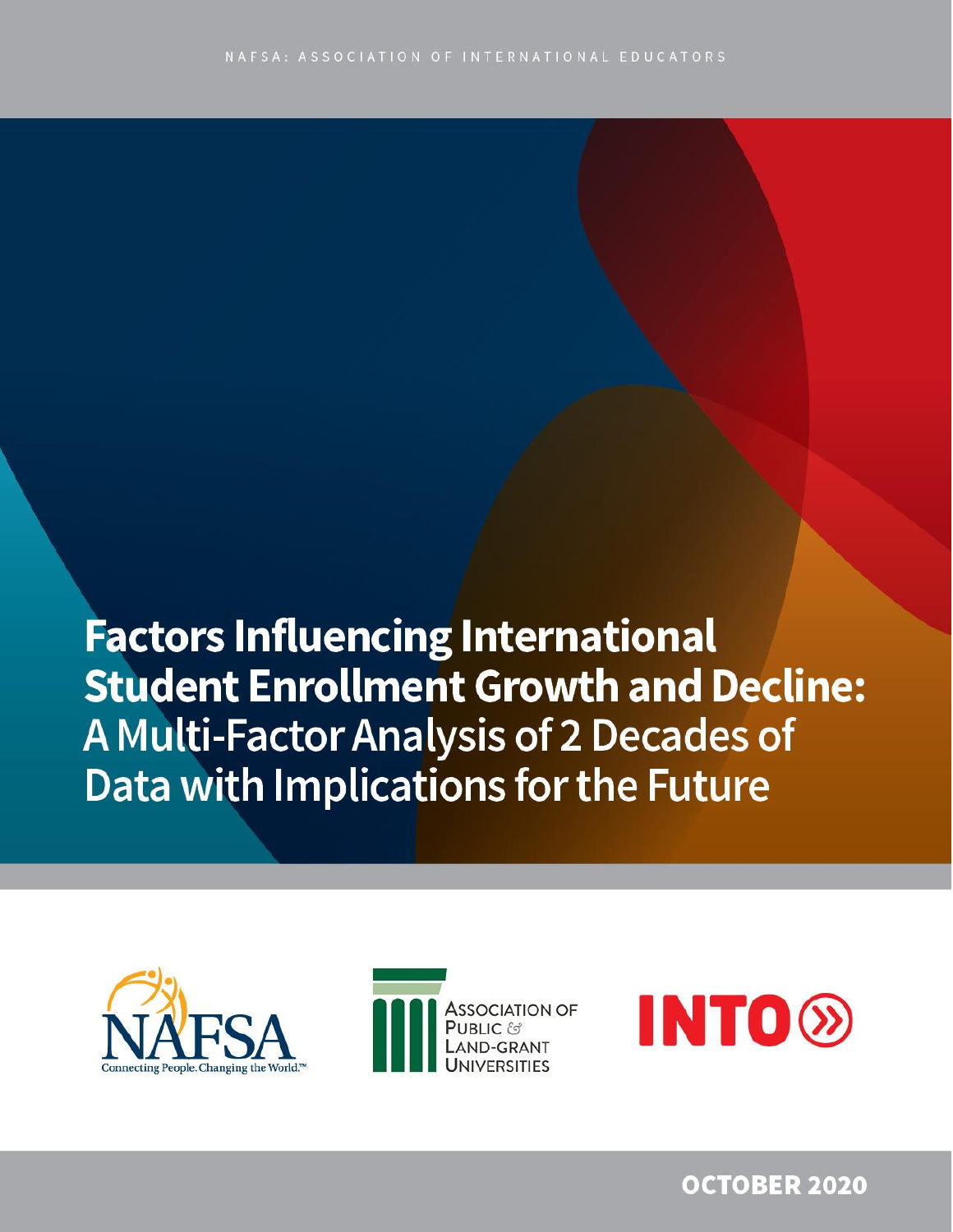NAFSA: ASSOCIATION OF INTERNATIONAL EDUCATORS

# Factors Influencing International Student Enrollment Growth and Decline: A Multi-Factor Analysis of 2 Decades of Data with Implications for the Future

NAFSA Connecting People. Changing the World.™

Association of Public & Land-Grant Universities

INTO

OCTOBER 2020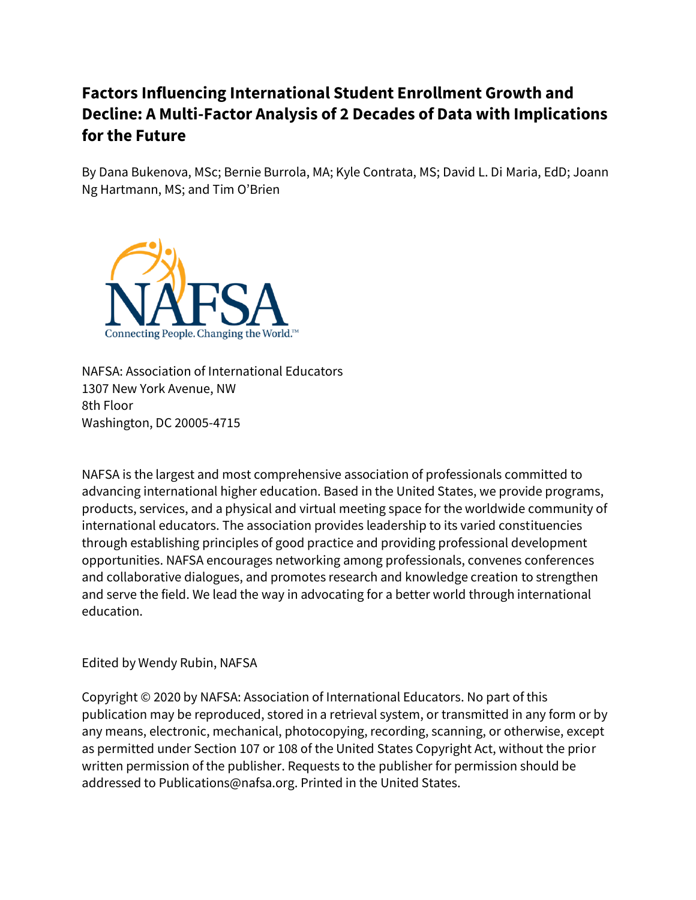# Factors Influencing International Student Enrollment Growth and Decline: A Multi-Factor Analysis of 2 Decades of Data with Implications for the Future

By Dana Bukenova, MSc; Bernie Burrola, MA; Kyle Contrata, MS; David L. Di Maria, EdD; Joann Ng Hartmann, MS; and Tim O'Brien

NAFSA

Connecting People. Changing the World.™

NAFSA: Association of International Educators
1307 New York Avenue, NW
8th Floor
Washington, DC 20005-4715

NAFSA is the largest and most comprehensive association of professionals committed to advancing international higher education. Based in the United States, we provide programs, products, services, and a physical and virtual meeting space for the worldwide community of international educators. The association provides leadership to its varied constituencies through establishing principles of good practice and providing professional development opportunities. NAFSA encourages networking among professionals, convenes conferences and collaborative dialogues, and promotes research and knowledge creation to strengthen and serve the field. We lead the way in advocating for a better world through international education.

Edited by Wendy Rubin, NAFSA

Copyright © 2020 by NAFSA: Association of International Educators. No part of this publication may be reproduced, stored in a retrieval system, or transmitted in any form or by any means, electronic, mechanical, photocopying, recording, scanning, or otherwise, except as permitted under Section 107 or 108 of the United States Copyright Act, without the prior written permission of the publisher. Requests to the publisher for permission should be addressed to Publications@nafsa.org. Printed in the United States.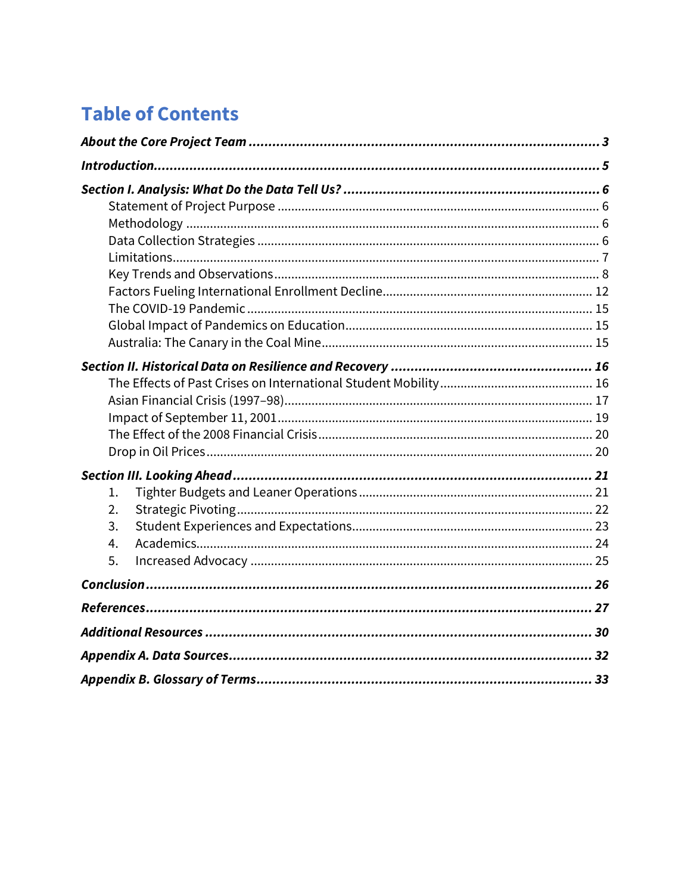# Table of Contents

***About the Core Project Team*** ... ***3***

***Introduction*** ... ***5***

***Section I. Analysis: What Do the Data Tell Us?*** ... ***6***

- Statement of Project Purpose ... 6
- Methodology ... 6
- Data Collection Strategies ... 6
- Limitations ... 7
- Key Trends and Observations ... 8
- Factors Fueling International Enrollment Decline ... 12
- The COVID-19 Pandemic ... 15
- Global Impact of Pandemics on Education ... 15
- Australia: The Canary in the Coal Mine ... 15

***Section II. Historical Data on Resilience and Recovery*** ... ***16***

- The Effects of Past Crises on International Student Mobility ... 16
- Asian Financial Crisis (1997–98) ... 17
- Impact of September 11, 2001 ... 19
- The Effect of the 2008 Financial Crisis ... 20
- Drop in Oil Prices ... 20

***Section III. Looking Ahead*** ... ***21***

1. Tighter Budgets and Leaner Operations ... 21
2. Strategic Pivoting ... 22
3. Student Experiences and Expectations ... 23
4. Academics ... 24
5. Increased Advocacy ... 25

***Conclusion*** ... ***26***

***References*** ... ***27***

***Additional Resources*** ... ***30***

***Appendix A. Data Sources*** ... ***32***

***Appendix B. Glossary of Terms*** ... ***33***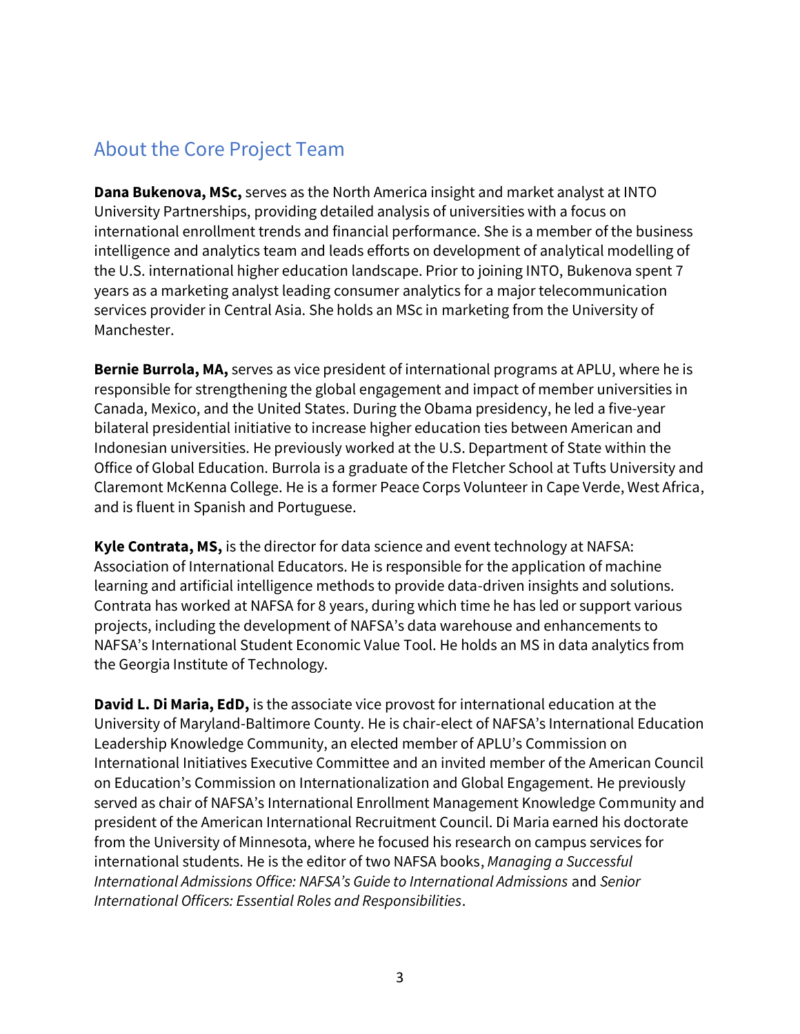## About the Core Project Team

**Dana Bukenova, MSc,** serves as the North America insight and market analyst at INTO University Partnerships, providing detailed analysis of universities with a focus on international enrollment trends and financial performance. She is a member of the business intelligence and analytics team and leads efforts on development of analytical modelling of the U.S. international higher education landscape. Prior to joining INTO, Bukenova spent 7 years as a marketing analyst leading consumer analytics for a major telecommunication services provider in Central Asia. She holds an MSc in marketing from the University of Manchester.

**Bernie Burrola, MA,** serves as vice president of international programs at APLU, where he is responsible for strengthening the global engagement and impact of member universities in Canada, Mexico, and the United States. During the Obama presidency, he led a five-year bilateral presidential initiative to increase higher education ties between American and Indonesian universities. He previously worked at the U.S. Department of State within the Office of Global Education. Burrola is a graduate of the Fletcher School at Tufts University and Claremont McKenna College. He is a former Peace Corps Volunteer in Cape Verde, West Africa, and is fluent in Spanish and Portuguese.

**Kyle Contrata, MS,** is the director for data science and event technology at NAFSA: Association of International Educators. He is responsible for the application of machine learning and artificial intelligence methods to provide data-driven insights and solutions. Contrata has worked at NAFSA for 8 years, during which time he has led or support various projects, including the development of NAFSA's data warehouse and enhancements to NAFSA's International Student Economic Value Tool. He holds an MS in data analytics from the Georgia Institute of Technology.

**David L. Di Maria, EdD,** is the associate vice provost for international education at the University of Maryland-Baltimore County. He is chair-elect of NAFSA's International Education Leadership Knowledge Community, an elected member of APLU's Commission on International Initiatives Executive Committee and an invited member of the American Council on Education's Commission on Internationalization and Global Engagement. He previously served as chair of NAFSA's International Enrollment Management Knowledge Community and president of the American International Recruitment Council. Di Maria earned his doctorate from the University of Minnesota, where he focused his research on campus services for international students. He is the editor of two NAFSA books, *Managing a Successful International Admissions Office: NAFSA's Guide to International Admissions* and *Senior International Officers: Essential Roles and Responsibilities*.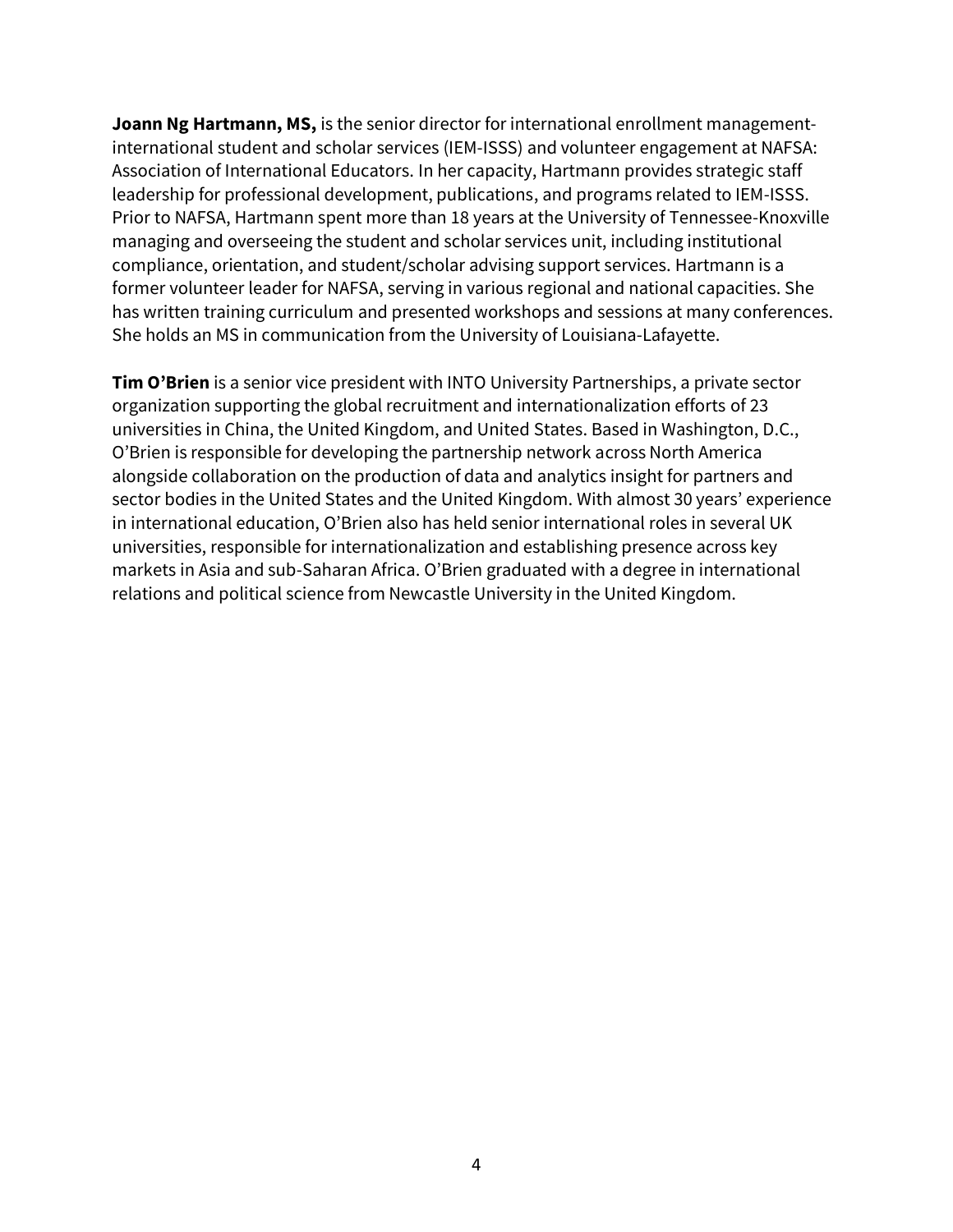**Joann Ng Hartmann, MS,** is the senior director for international enrollment management-international student and scholar services (IEM-ISSS) and volunteer engagement at NAFSA: Association of International Educators. In her capacity, Hartmann provides strategic staff leadership for professional development, publications, and programs related to IEM-ISSS. Prior to NAFSA, Hartmann spent more than 18 years at the University of Tennessee-Knoxville managing and overseeing the student and scholar services unit, including institutional compliance, orientation, and student/scholar advising support services. Hartmann is a former volunteer leader for NAFSA, serving in various regional and national capacities. She has written training curriculum and presented workshops and sessions at many conferences. She holds an MS in communication from the University of Louisiana-Lafayette.

**Tim O'Brien** is a senior vice president with INTO University Partnerships, a private sector organization supporting the global recruitment and internationalization efforts of 23 universities in China, the United Kingdom, and United States. Based in Washington, D.C., O'Brien is responsible for developing the partnership network across North America alongside collaboration on the production of data and analytics insight for partners and sector bodies in the United States and the United Kingdom. With almost 30 years' experience in international education, O'Brien also has held senior international roles in several UK universities, responsible for internationalization and establishing presence across key markets in Asia and sub-Saharan Africa. O'Brien graduated with a degree in international relations and political science from Newcastle University in the United Kingdom.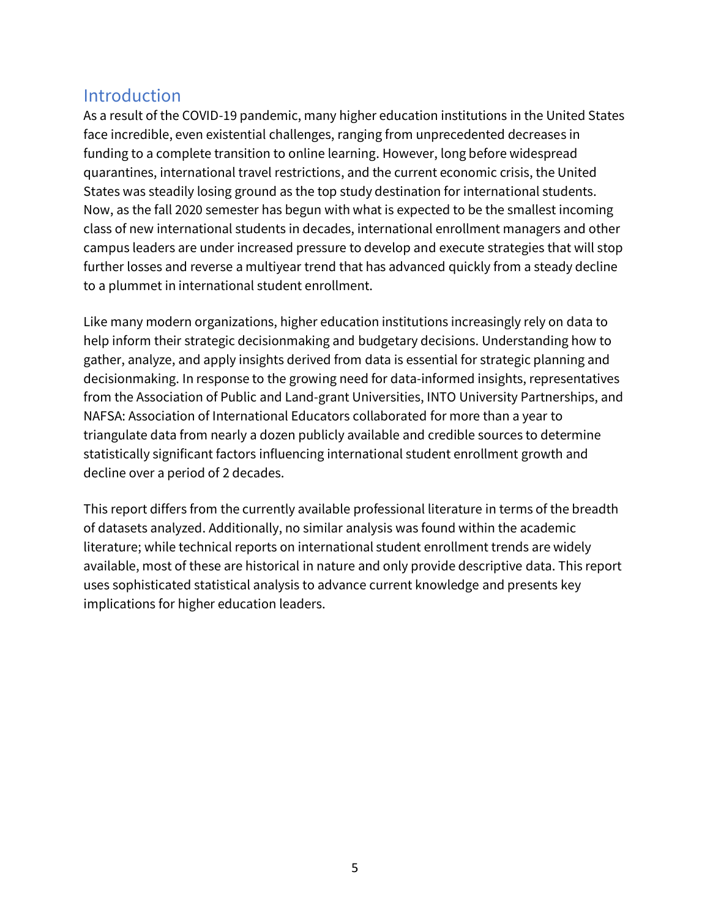## Introduction

As a result of the COVID-19 pandemic, many higher education institutions in the United States face incredible, even existential challenges, ranging from unprecedented decreases in funding to a complete transition to online learning. However, long before widespread quarantines, international travel restrictions, and the current economic crisis, the United States was steadily losing ground as the top study destination for international students. Now, as the fall 2020 semester has begun with what is expected to be the smallest incoming class of new international students in decades, international enrollment managers and other campus leaders are under increased pressure to develop and execute strategies that will stop further losses and reverse a multiyear trend that has advanced quickly from a steady decline to a plummet in international student enrollment.

Like many modern organizations, higher education institutions increasingly rely on data to help inform their strategic decisionmaking and budgetary decisions. Understanding how to gather, analyze, and apply insights derived from data is essential for strategic planning and decisionmaking. In response to the growing need for data-informed insights, representatives from the Association of Public and Land-grant Universities, INTO University Partnerships, and NAFSA: Association of International Educators collaborated for more than a year to triangulate data from nearly a dozen publicly available and credible sources to determine statistically significant factors influencing international student enrollment growth and decline over a period of 2 decades.

This report differs from the currently available professional literature in terms of the breadth of datasets analyzed. Additionally, no similar analysis was found within the academic literature; while technical reports on international student enrollment trends are widely available, most of these are historical in nature and only provide descriptive data. This report uses sophisticated statistical analysis to advance current knowledge and presents key implications for higher education leaders.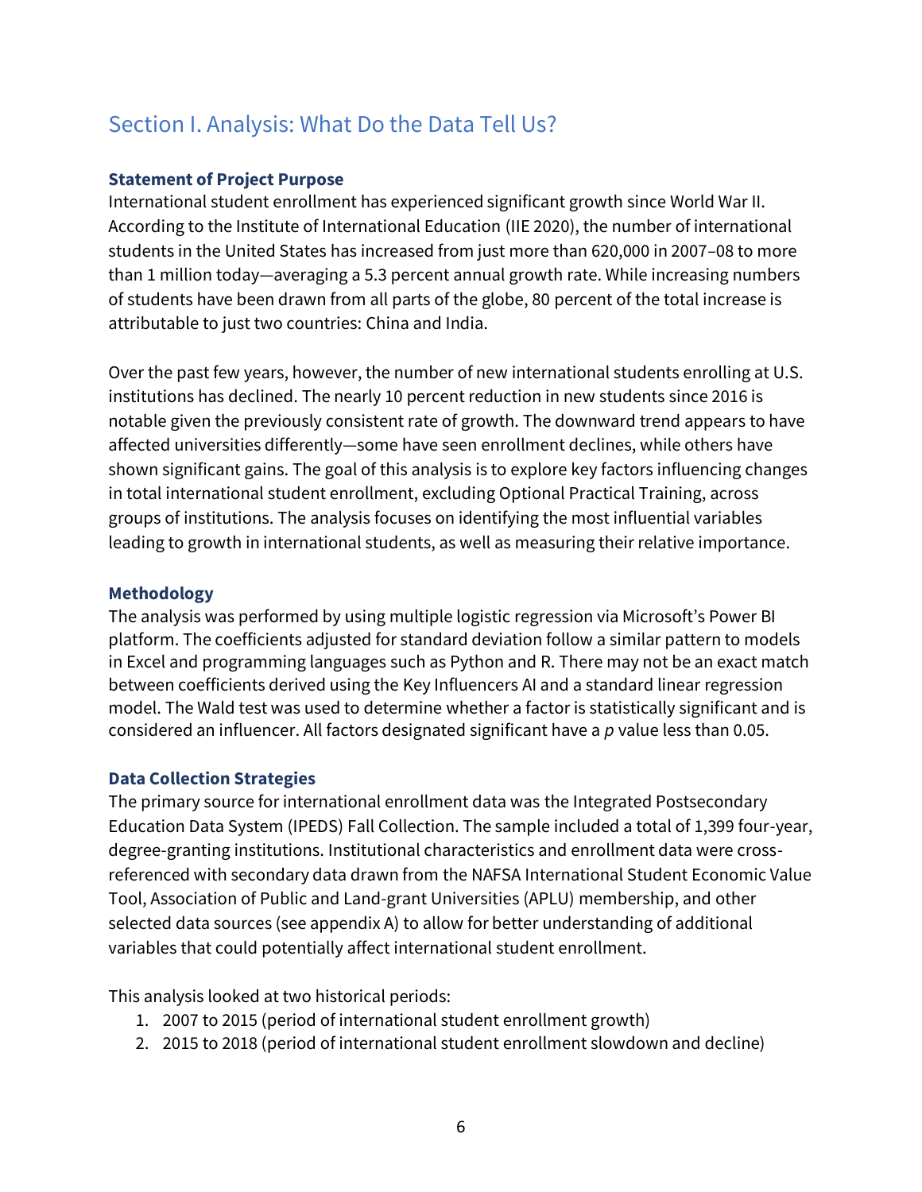## Section I. Analysis: What Do the Data Tell Us?

### Statement of Project Purpose

International student enrollment has experienced significant growth since World War II. According to the Institute of International Education (IIE 2020), the number of international students in the United States has increased from just more than 620,000 in 2007–08 to more than 1 million today—averaging a 5.3 percent annual growth rate. While increasing numbers of students have been drawn from all parts of the globe, 80 percent of the total increase is attributable to just two countries: China and India.

Over the past few years, however, the number of new international students enrolling at U.S. institutions has declined. The nearly 10 percent reduction in new students since 2016 is notable given the previously consistent rate of growth. The downward trend appears to have affected universities differently—some have seen enrollment declines, while others have shown significant gains. The goal of this analysis is to explore key factors influencing changes in total international student enrollment, excluding Optional Practical Training, across groups of institutions. The analysis focuses on identifying the most influential variables leading to growth in international students, as well as measuring their relative importance.

### Methodology

The analysis was performed by using multiple logistic regression via Microsoft's Power BI platform. The coefficients adjusted for standard deviation follow a similar pattern to models in Excel and programming languages such as Python and R. There may not be an exact match between coefficients derived using the Key Influencers AI and a standard linear regression model. The Wald test was used to determine whether a factor is statistically significant and is considered an influencer. All factors designated significant have a *p* value less than 0.05.

### Data Collection Strategies

The primary source for international enrollment data was the Integrated Postsecondary Education Data System (IPEDS) Fall Collection. The sample included a total of 1,399 four-year, degree-granting institutions. Institutional characteristics and enrollment data were cross-referenced with secondary data drawn from the NAFSA International Student Economic Value Tool, Association of Public and Land-grant Universities (APLU) membership, and other selected data sources (see appendix A) to allow for better understanding of additional variables that could potentially affect international student enrollment.

This analysis looked at two historical periods:

1. 2007 to 2015 (period of international student enrollment growth)
2. 2015 to 2018 (period of international student enrollment slowdown and decline)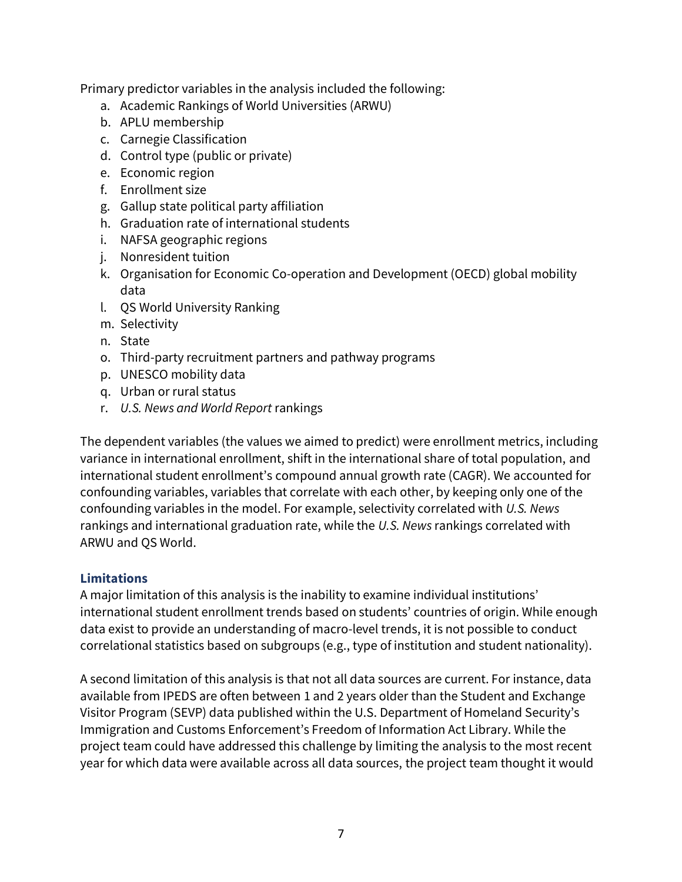Primary predictor variables in the analysis included the following:

a. Academic Rankings of World Universities (ARWU)
b. APLU membership
c. Carnegie Classification
d. Control type (public or private)
e. Economic region
f. Enrollment size
g. Gallup state political party affiliation
h. Graduation rate of international students
i. NAFSA geographic regions
j. Nonresident tuition
k. Organisation for Economic Co-operation and Development (OECD) global mobility data
l. QS World University Ranking
m. Selectivity
n. State
o. Third-party recruitment partners and pathway programs
p. UNESCO mobility data
q. Urban or rural status
r. *U.S. News and World Report* rankings

The dependent variables (the values we aimed to predict) were enrollment metrics, including variance in international enrollment, shift in the international share of total population, and international student enrollment's compound annual growth rate (CAGR). We accounted for confounding variables, variables that correlate with each other, by keeping only one of the confounding variables in the model. For example, selectivity correlated with *U.S. News* rankings and international graduation rate, while the *U.S. News* rankings correlated with ARWU and QS World.

### Limitations

A major limitation of this analysis is the inability to examine individual institutions' international student enrollment trends based on students' countries of origin. While enough data exist to provide an understanding of macro-level trends, it is not possible to conduct correlational statistics based on subgroups (e.g., type of institution and student nationality).

A second limitation of this analysis is that not all data sources are current. For instance, data available from IPEDS are often between 1 and 2 years older than the Student and Exchange Visitor Program (SEVP) data published within the U.S. Department of Homeland Security's Immigration and Customs Enforcement's Freedom of Information Act Library. While the project team could have addressed this challenge by limiting the analysis to the most recent year for which data were available across all data sources, the project team thought it would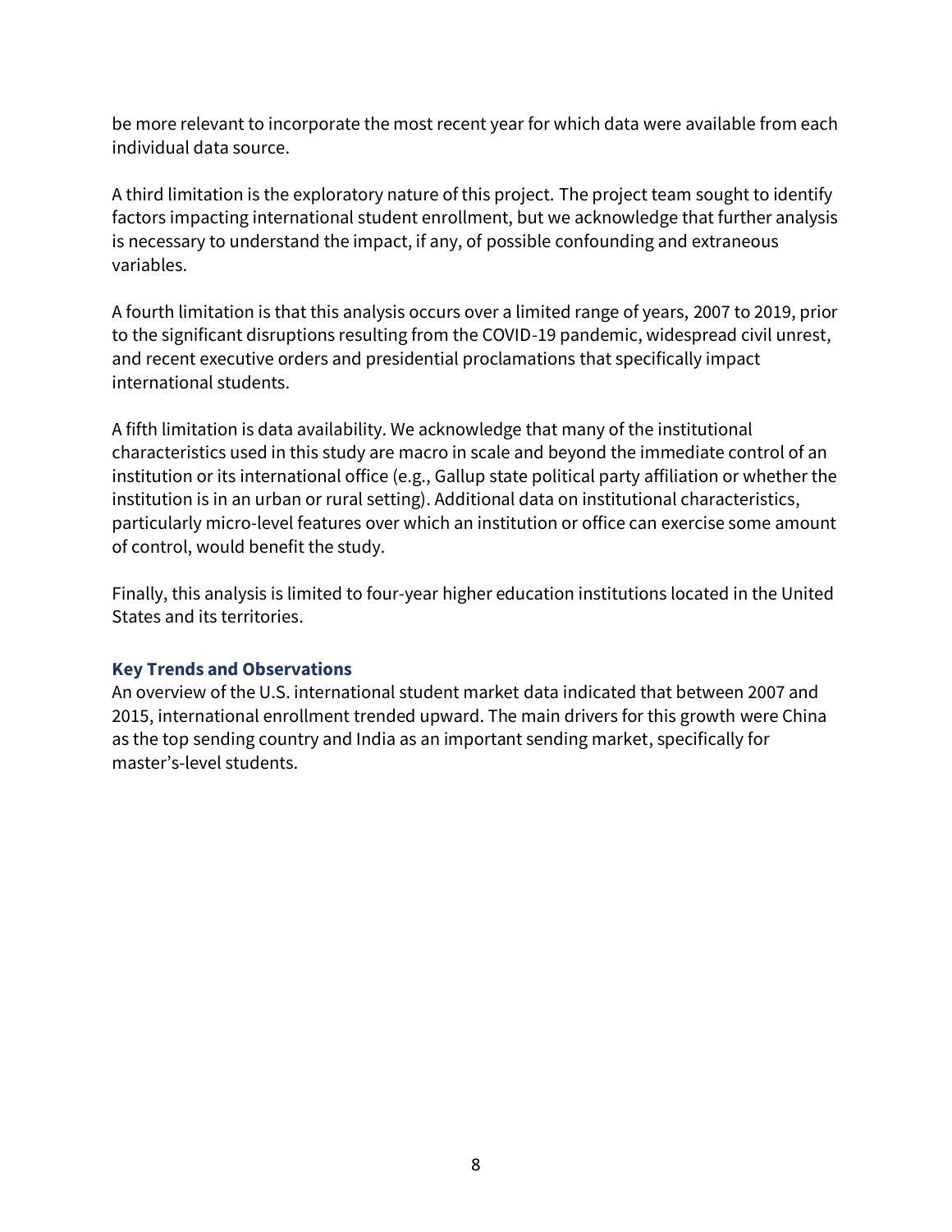be more relevant to incorporate the most recent year for which data were available from each individual data source.

A third limitation is the exploratory nature of this project. The project team sought to identify factors impacting international student enrollment, but we acknowledge that further analysis is necessary to understand the impact, if any, of possible confounding and extraneous variables.

A fourth limitation is that this analysis occurs over a limited range of years, 2007 to 2019, prior to the significant disruptions resulting from the COVID-19 pandemic, widespread civil unrest, and recent executive orders and presidential proclamations that specifically impact international students.

A fifth limitation is data availability. We acknowledge that many of the institutional characteristics used in this study are macro in scale and beyond the immediate control of an institution or its international office (e.g., Gallup state political party affiliation or whether the institution is in an urban or rural setting). Additional data on institutional characteristics, particularly micro-level features over which an institution or office can exercise some amount of control, would benefit the study.

Finally, this analysis is limited to four-year higher education institutions located in the United States and its territories.

### Key Trends and Observations

An overview of the U.S. international student market data indicated that between 2007 and 2015, international enrollment trended upward. The main drivers for this growth were China as the top sending country and India as an important sending market, specifically for master's-level students.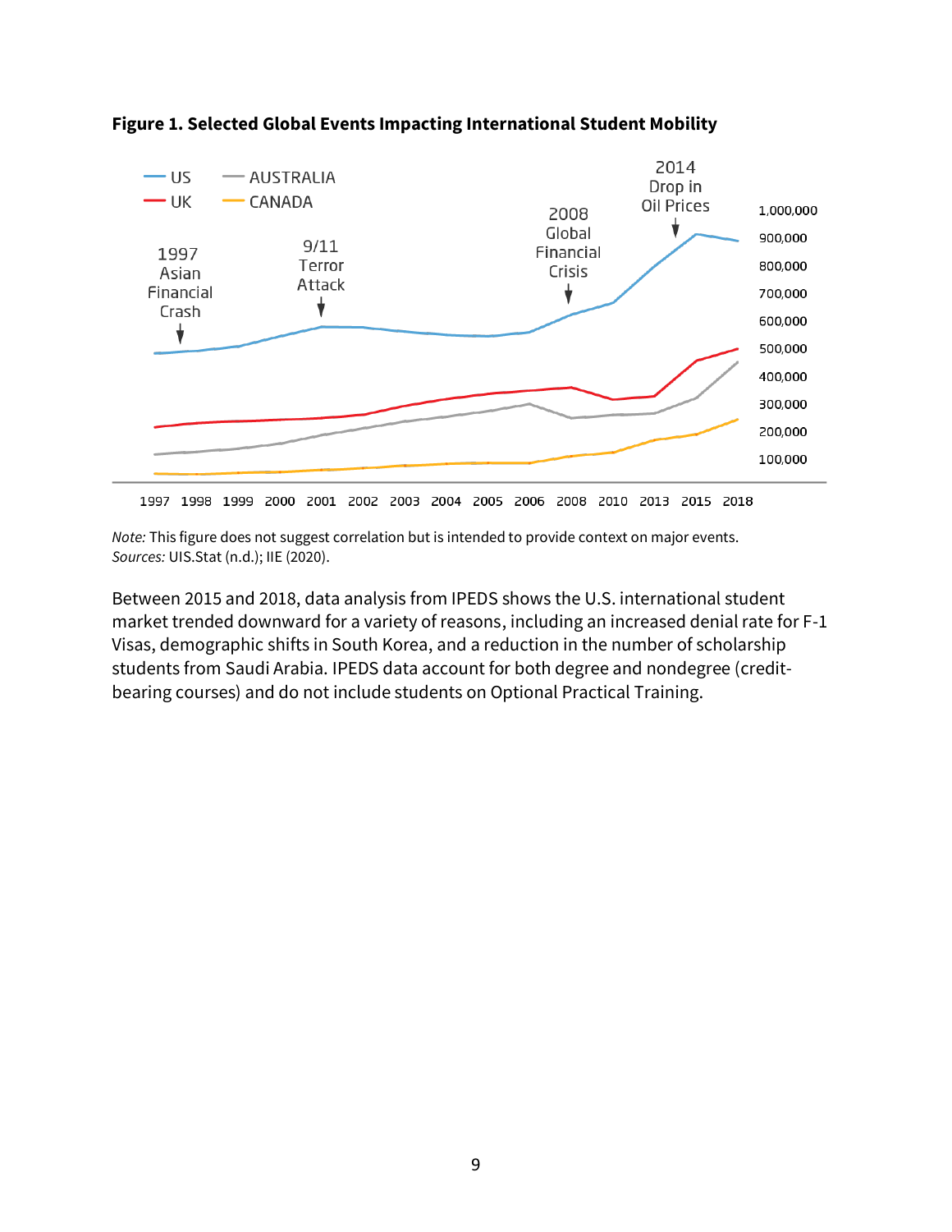**Figure 1. Selected Global Events Impacting International Student Mobility**

*Note:* This figure does not suggest correlation but is intended to provide context on major events.
*Sources:* UIS.Stat (n.d.); IIE (2020).

Between 2015 and 2018, data analysis from IPEDS shows the U.S. international student market trended downward for a variety of reasons, including an increased denial rate for F-1 Visas, demographic shifts in South Korea, and a reduction in the number of scholarship students from Saudi Arabia. IPEDS data account for both degree and nondegree (credit-bearing courses) and do not include students on Optional Practical Training.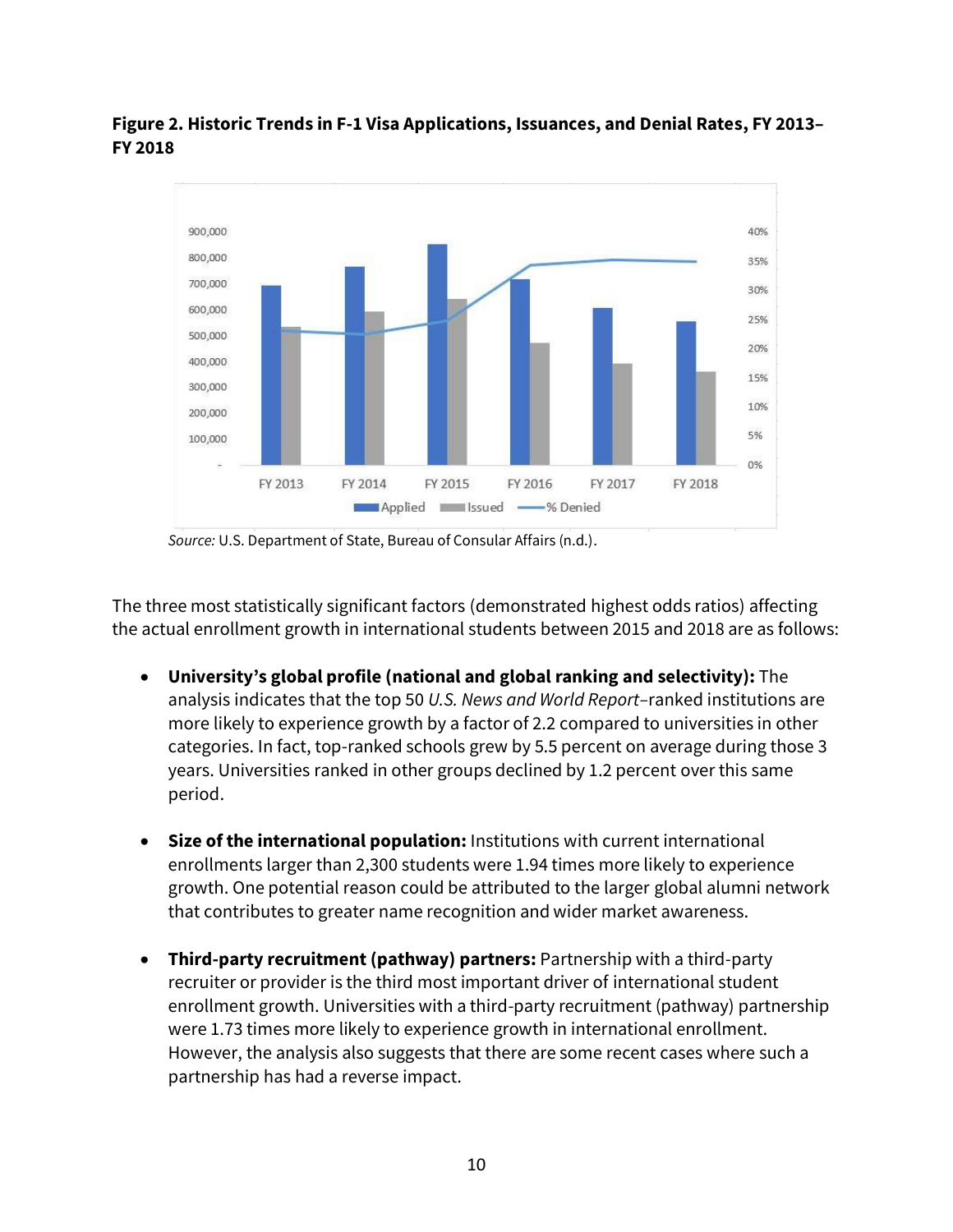**Figure 2. Historic Trends in F-1 Visa Applications, Issuances, and Denial Rates, FY 2013–FY 2018**

*Source:* U.S. Department of State, Bureau of Consular Affairs (n.d.).

The three most statistically significant factors (demonstrated highest odds ratios) affecting the actual enrollment growth in international students between 2015 and 2018 are as follows:

- **University's global profile (national and global ranking and selectivity):** The analysis indicates that the top 50 *U.S. News and World Report*–ranked institutions are more likely to experience growth by a factor of 2.2 compared to universities in other categories. In fact, top-ranked schools grew by 5.5 percent on average during those 3 years. Universities ranked in other groups declined by 1.2 percent over this same period.

- **Size of the international population:** Institutions with current international enrollments larger than 2,300 students were 1.94 times more likely to experience growth. One potential reason could be attributed to the larger global alumni network that contributes to greater name recognition and wider market awareness.

- **Third-party recruitment (pathway) partners:** Partnership with a third-party recruiter or provider is the third most important driver of international student enrollment growth. Universities with a third-party recruitment (pathway) partnership were 1.73 times more likely to experience growth in international enrollment. However, the analysis also suggests that there are some recent cases where such a partnership has had a reverse impact.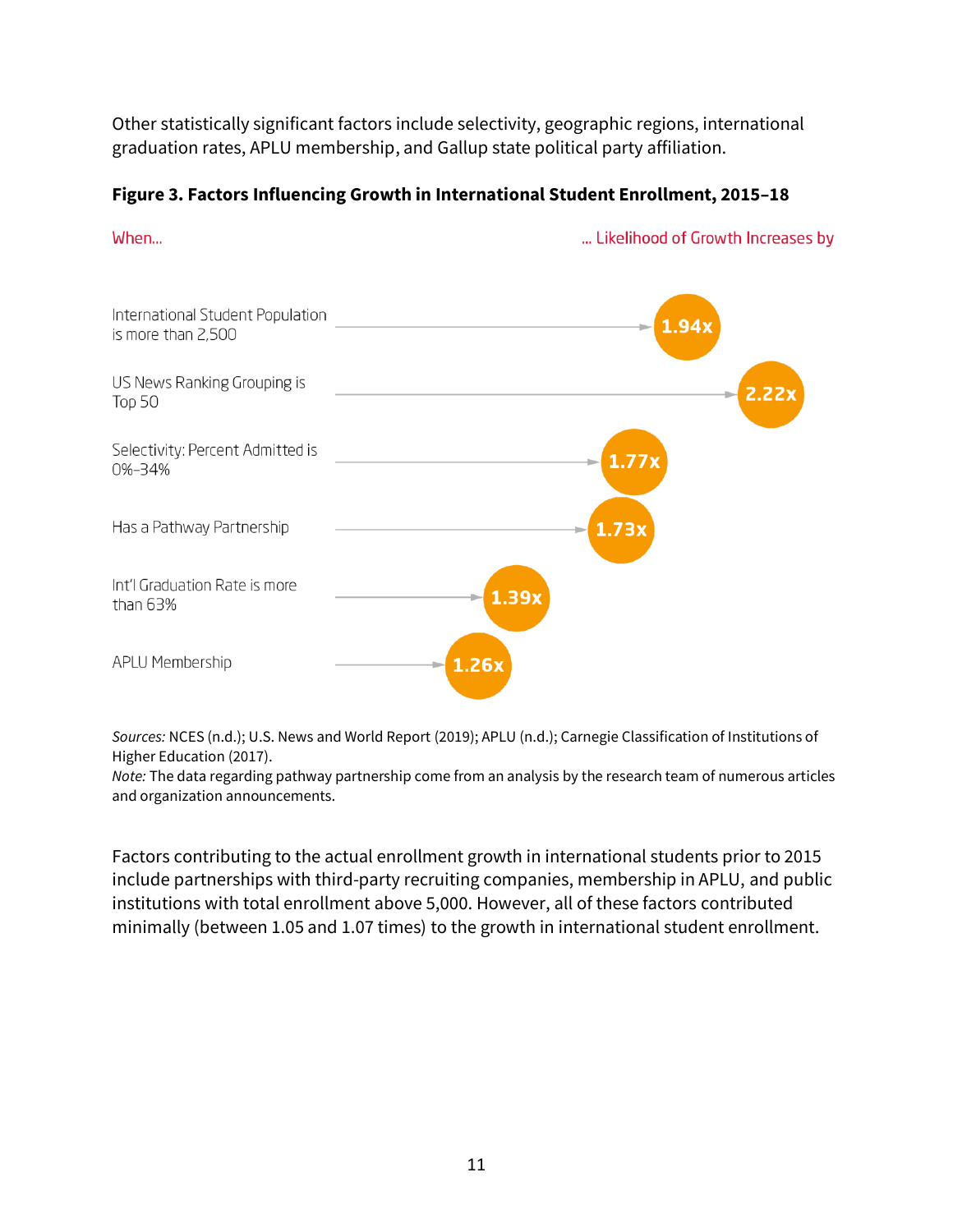Other statistically significant factors include selectivity, geographic regions, international graduation rates, APLU membership, and Gallup state political party affiliation.

**Figure 3. Factors Influencing Growth in International Student Enrollment, 2015–18**

| When... | ... Likelihood of Growth Increases by |
| --- | --- |
| International Student Population is more than 2,500 | 1.94x |
| US News Ranking Grouping is Top 50 | 2.22x |
| Selectivity: Percent Admitted is 0%–34% | 1.77x |
| Has a Pathway Partnership | 1.73x |
| Int'l Graduation Rate is more than 63% | 1.39x |
| APLU Membership | 1.26x |

*Sources:* NCES (n.d.); U.S. News and World Report (2019); APLU (n.d.); Carnegie Classification of Institutions of Higher Education (2017).
*Note:* The data regarding pathway partnership come from an analysis by the research team of numerous articles and organization announcements.

Factors contributing to the actual enrollment growth in international students prior to 2015 include partnerships with third-party recruiting companies, membership in APLU, and public institutions with total enrollment above 5,000. However, all of these factors contributed minimally (between 1.05 and 1.07 times) to the growth in international student enrollment.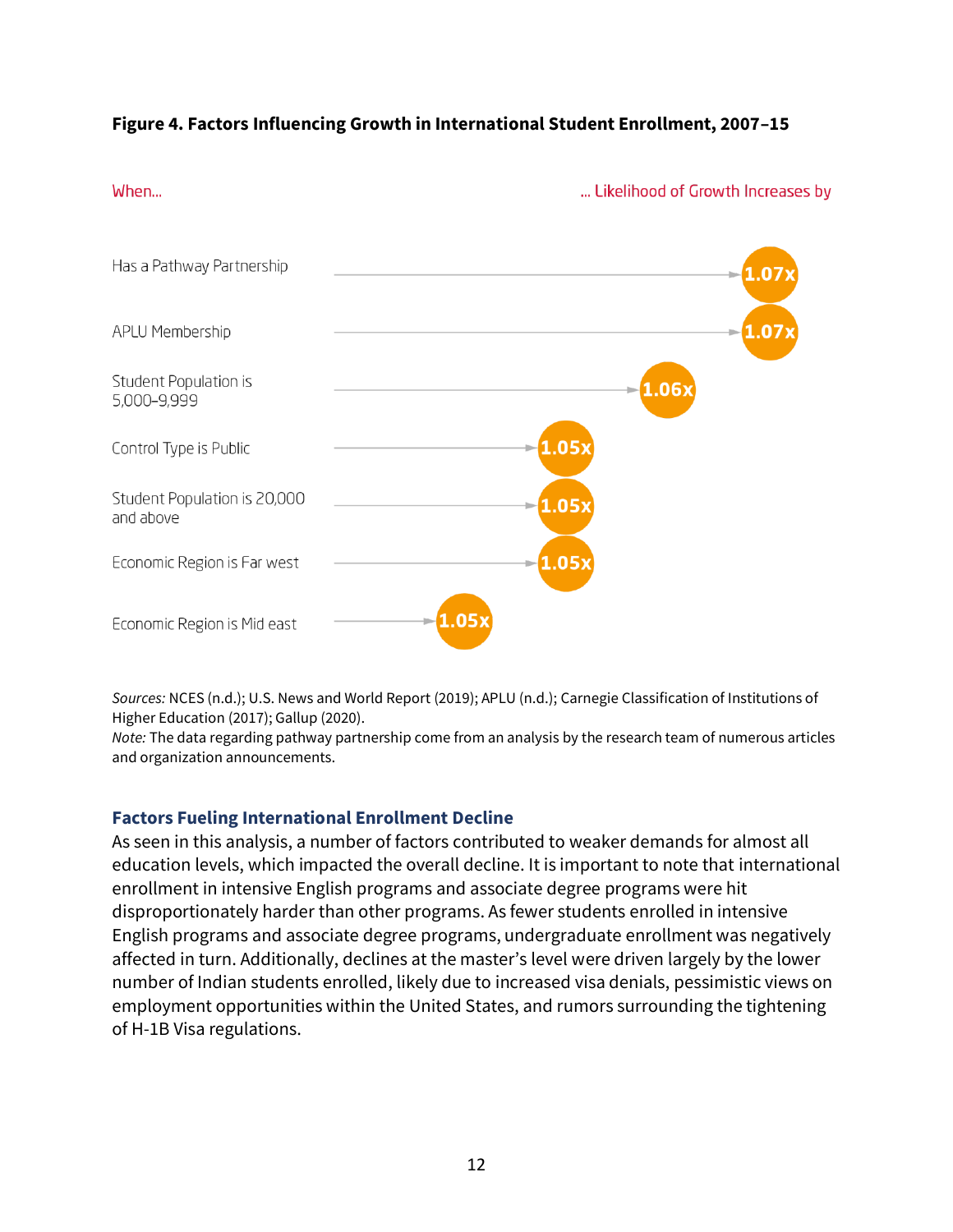**Figure 4. Factors Influencing Growth in International Student Enrollment, 2007–15**

| When... | ... Likelihood of Growth Increases by |
| --- | --- |
| Has a Pathway Partnership | 1.07x |
| APLU Membership | 1.07x |
| Student Population is 5,000–9,999 | 1.06x |
| Control Type is Public | 1.05x |
| Student Population is 20,000 and above | 1.05x |
| Economic Region is Far west | 1.05x |
| Economic Region is Mid east | 1.05x |

*Sources:* NCES (n.d.); U.S. News and World Report (2019); APLU (n.d.); Carnegie Classification of Institutions of Higher Education (2017); Gallup (2020).
*Note:* The data regarding pathway partnership come from an analysis by the research team of numerous articles and organization announcements.

### Factors Fueling International Enrollment Decline

As seen in this analysis, a number of factors contributed to weaker demands for almost all education levels, which impacted the overall decline. It is important to note that international enrollment in intensive English programs and associate degree programs were hit disproportionately harder than other programs. As fewer students enrolled in intensive English programs and associate degree programs, undergraduate enrollment was negatively affected in turn. Additionally, declines at the master's level were driven largely by the lower number of Indian students enrolled, likely due to increased visa denials, pessimistic views on employment opportunities within the United States, and rumors surrounding the tightening of H-1B Visa regulations.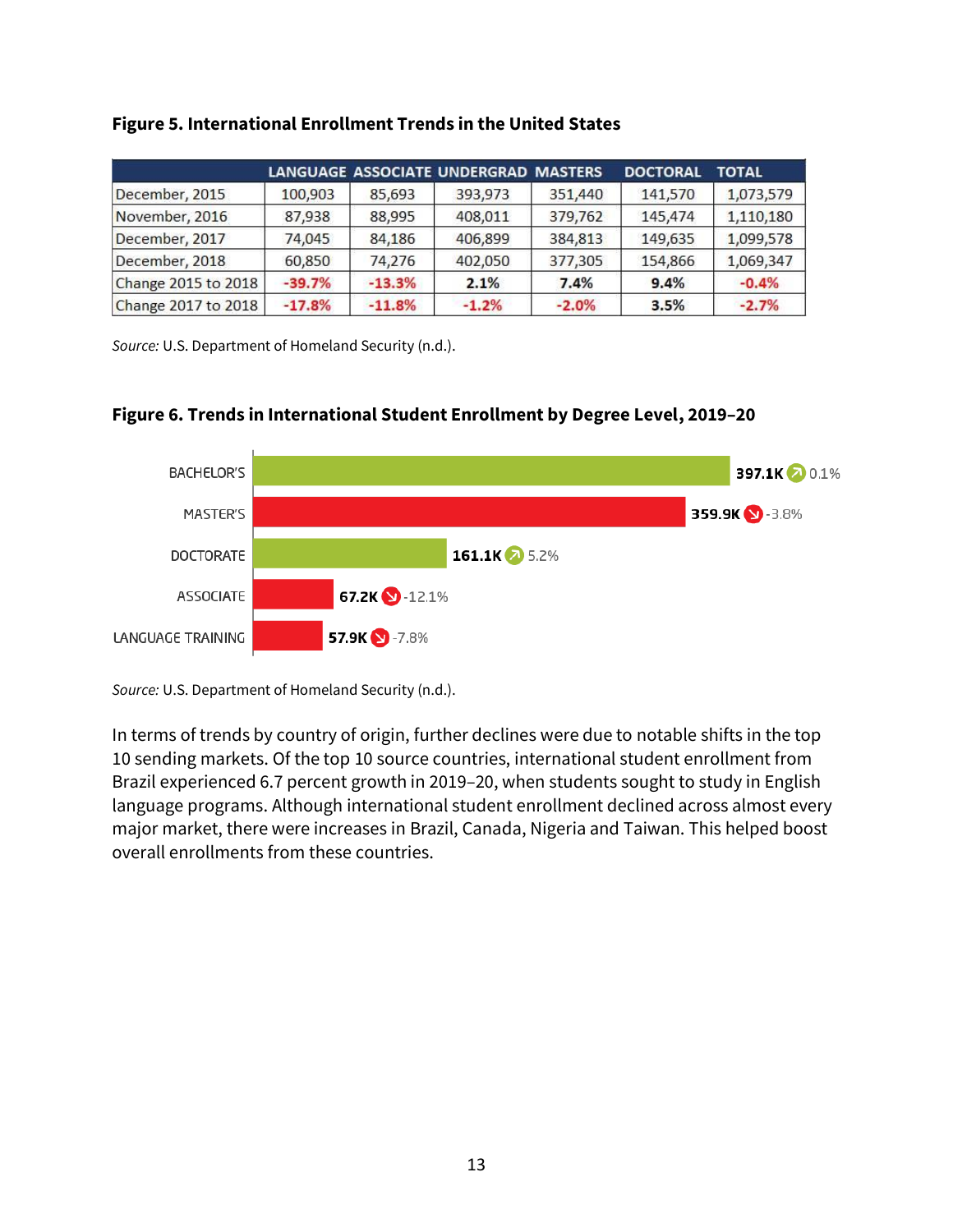**Figure 5. International Enrollment Trends in the United States**

| | LANGUAGE | ASSOCIATE | UNDERGRAD | MASTERS | DOCTORAL | TOTAL |
|---|---|---|---|---|---|---|
| December, 2015 | 100,903 | 85,693 | 393,973 | 351,440 | 141,570 | 1,073,579 |
| November, 2016 | 87,938 | 88,995 | 408,011 | 379,762 | 145,474 | 1,110,180 |
| December, 2017 | 74,045 | 84,186 | 406,899 | 384,813 | 149,635 | 1,099,578 |
| December, 2018 | 60,850 | 74,276 | 402,050 | 377,305 | 154,866 | 1,069,347 |
| Change 2015 to 2018 | **-39.7%** | **-13.3%** | **2.1%** | **7.4%** | **9.4%** | **-0.4%** |
| Change 2017 to 2018 | **-17.8%** | **-11.8%** | **-1.2%** | **-2.0%** | **3.5%** | **-2.7%** |

*Source:* U.S. Department of Homeland Security (n.d.).

**Figure 6. Trends in International Student Enrollment by Degree Level, 2019–20**

| Degree Level | Enrollment | Change |
|---|---|---|
| BACHELOR'S | **397.1K** | 0.1% |
| MASTER'S | **359.9K** | -3.8% |
| DOCTORATE | **161.1K** | 5.2% |
| ASSOCIATE | **67.2K** | -12.1% |
| LANGUAGE TRAINING | **57.9K** | -7.8% |

*Source:* U.S. Department of Homeland Security (n.d.).

In terms of trends by country of origin, further declines were due to notable shifts in the top 10 sending markets. Of the top 10 source countries, international student enrollment from Brazil experienced 6.7 percent growth in 2019–20, when students sought to study in English language programs. Although international student enrollment declined across almost every major market, there were increases in Brazil, Canada, Nigeria and Taiwan. This helped boost overall enrollments from these countries.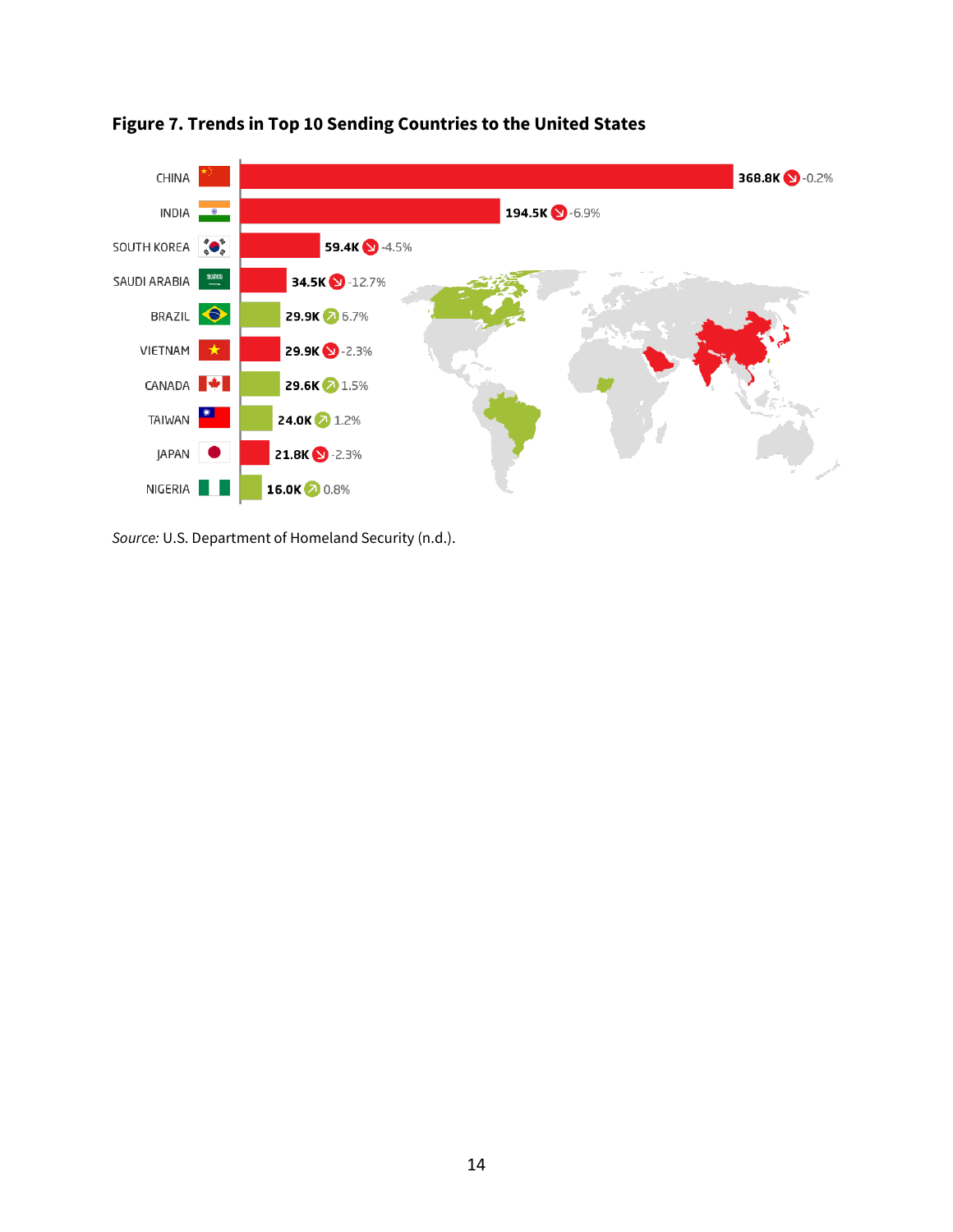**Figure 7. Trends in Top 10 Sending Countries to the United States**

| Country | Students | Change |
|---|---|---|
| CHINA | 368.8K | -0.2% |
| INDIA | 194.5K | -6.9% |
| SOUTH KOREA | 59.4K | -4.5% |
| SAUDI ARABIA | 34.5K | -12.7% |
| BRAZIL | 29.9K | 6.7% |
| VIETNAM | 29.9K | -2.3% |
| CANADA | 29.6K | 1.5% |
| TAIWAN | 24.0K | 1.2% |
| JAPAN | 21.8K | -2.3% |
| NIGERIA | 16.0K | 0.8% |

*Source:* U.S. Department of Homeland Security (n.d.).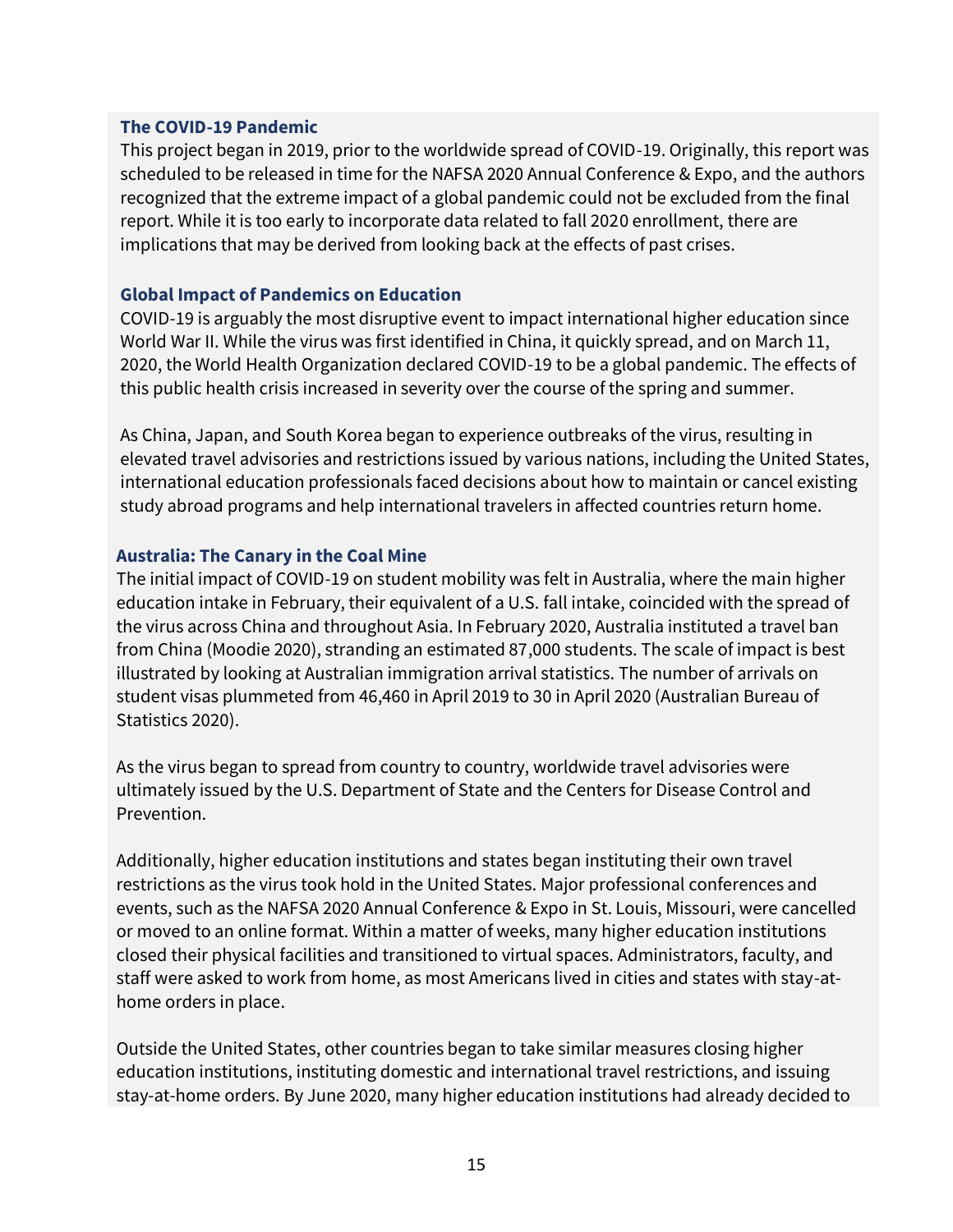### The COVID-19 Pandemic

This project began in 2019, prior to the worldwide spread of COVID-19. Originally, this report was scheduled to be released in time for the NAFSA 2020 Annual Conference & Expo, and the authors recognized that the extreme impact of a global pandemic could not be excluded from the final report. While it is too early to incorporate data related to fall 2020 enrollment, there are implications that may be derived from looking back at the effects of past crises.

### Global Impact of Pandemics on Education

COVID-19 is arguably the most disruptive event to impact international higher education since World War II. While the virus was first identified in China, it quickly spread, and on March 11, 2020, the World Health Organization declared COVID-19 to be a global pandemic. The effects of this public health crisis increased in severity over the course of the spring and summer.

As China, Japan, and South Korea began to experience outbreaks of the virus, resulting in elevated travel advisories and restrictions issued by various nations, including the United States, international education professionals faced decisions about how to maintain or cancel existing study abroad programs and help international travelers in affected countries return home.

### Australia: The Canary in the Coal Mine

The initial impact of COVID-19 on student mobility was felt in Australia, where the main higher education intake in February, their equivalent of a U.S. fall intake, coincided with the spread of the virus across China and throughout Asia. In February 2020, Australia instituted a travel ban from China (Moodie 2020), stranding an estimated 87,000 students. The scale of impact is best illustrated by looking at Australian immigration arrival statistics. The number of arrivals on student visas plummeted from 46,460 in April 2019 to 30 in April 2020 (Australian Bureau of Statistics 2020).

As the virus began to spread from country to country, worldwide travel advisories were ultimately issued by the U.S. Department of State and the Centers for Disease Control and Prevention.

Additionally, higher education institutions and states began instituting their own travel restrictions as the virus took hold in the United States. Major professional conferences and events, such as the NAFSA 2020 Annual Conference & Expo in St. Louis, Missouri, were cancelled or moved to an online format. Within a matter of weeks, many higher education institutions closed their physical facilities and transitioned to virtual spaces. Administrators, faculty, and staff were asked to work from home, as most Americans lived in cities and states with stay-at-home orders in place.

Outside the United States, other countries began to take similar measures closing higher education institutions, instituting domestic and international travel restrictions, and issuing stay-at-home orders. By June 2020, many higher education institutions had already decided to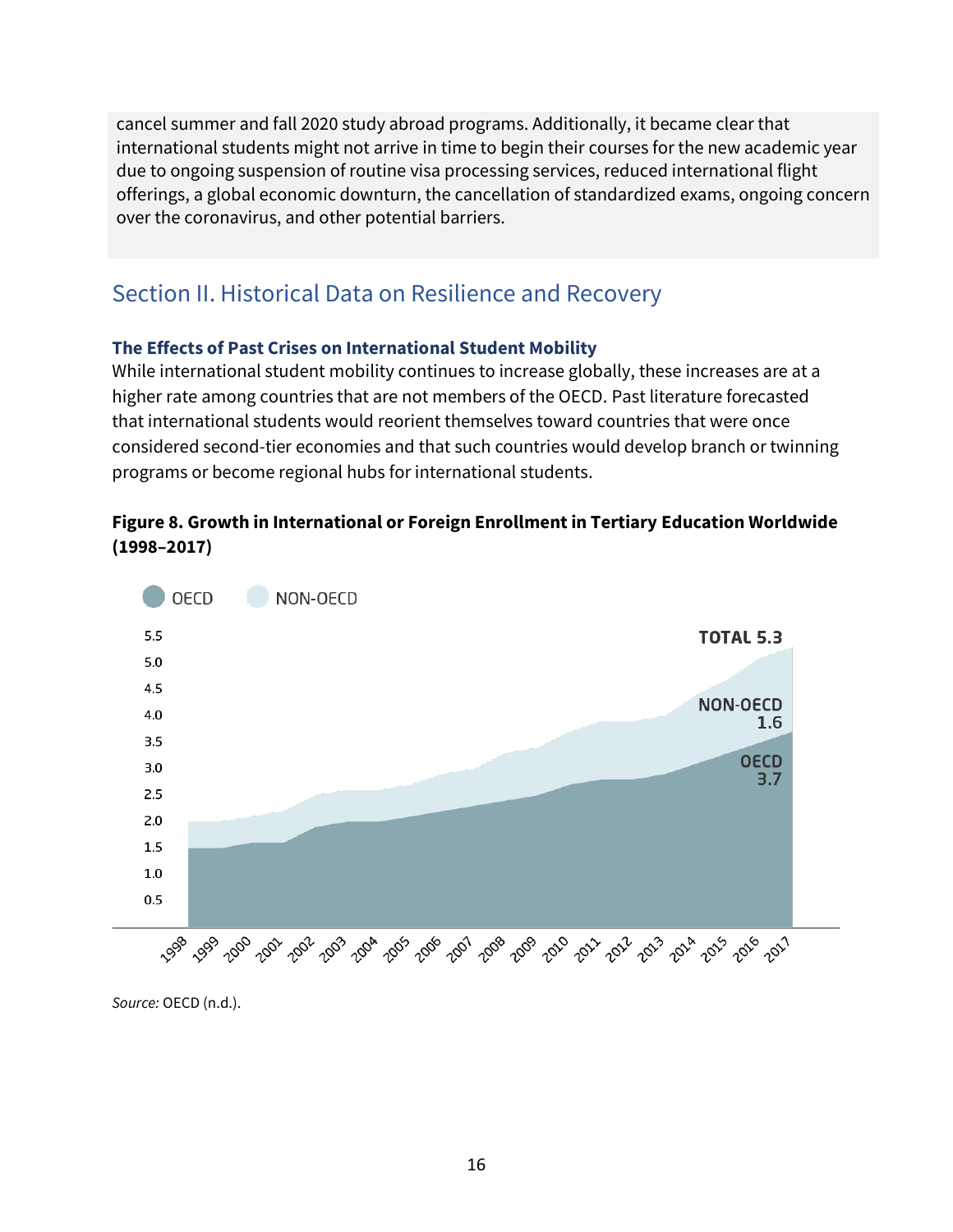cancel summer and fall 2020 study abroad programs. Additionally, it became clear that international students might not arrive in time to begin their courses for the new academic year due to ongoing suspension of routine visa processing services, reduced international flight offerings, a global economic downturn, the cancellation of standardized exams, ongoing concern over the coronavirus, and other potential barriers.

## Section II. Historical Data on Resilience and Recovery

### The Effects of Past Crises on International Student Mobility

While international student mobility continues to increase globally, these increases are at a higher rate among countries that are not members of the OECD. Past literature forecasted that international students would reorient themselves toward countries that were once considered second-tier economies and that such countries would develop branch or twinning programs or become regional hubs for international students.

**Figure 8. Growth in International or Foreign Enrollment in Tertiary Education Worldwide (1998–2017)**

OECD NON-OECD

TOTAL 5.3

NON-OECD 1.6

OECD 3.7

*Source:* OECD (n.d.).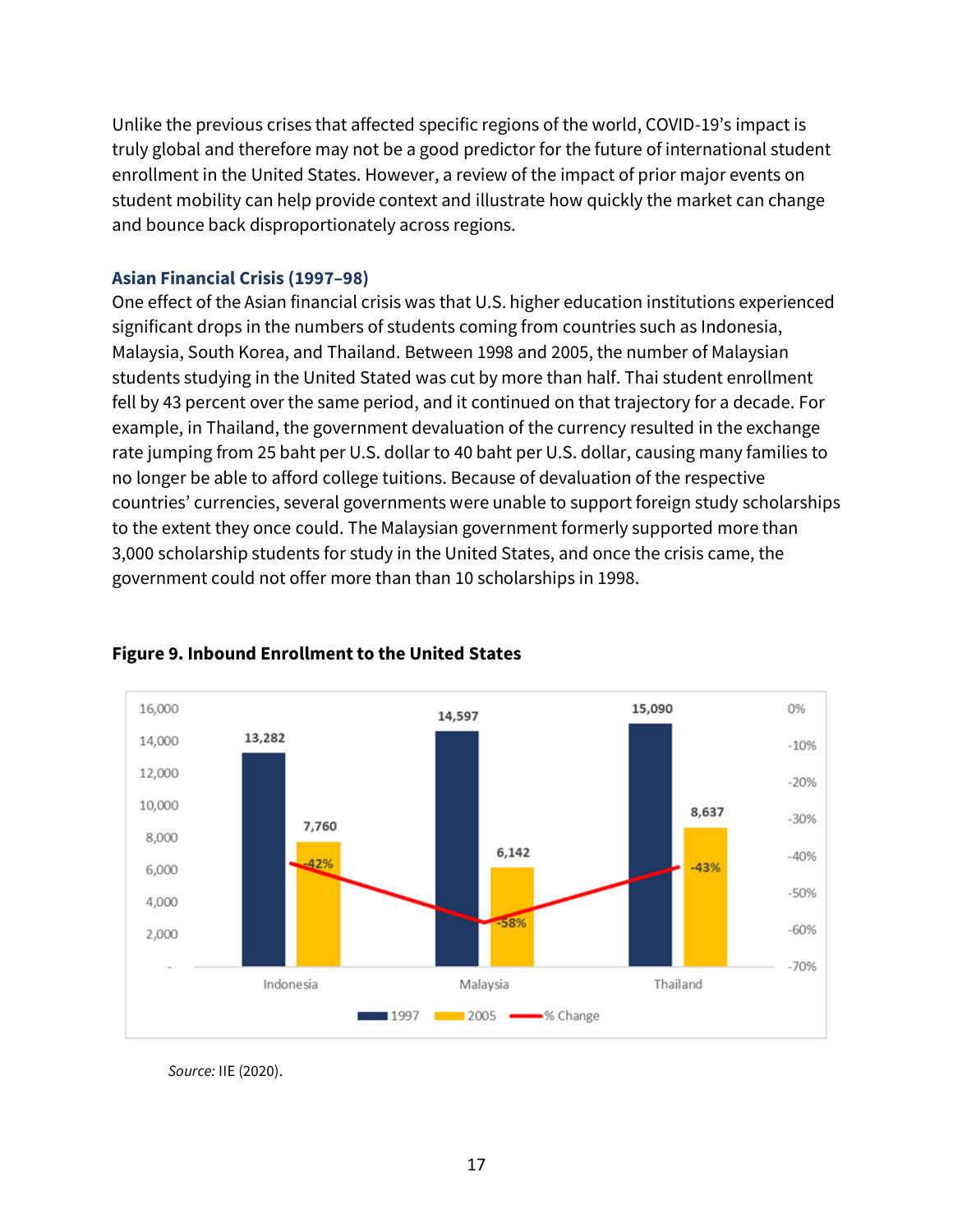Unlike the previous crises that affected specific regions of the world, COVID-19's impact is truly global and therefore may not be a good predictor for the future of international student enrollment in the United States. However, a review of the impact of prior major events on student mobility can help provide context and illustrate how quickly the market can change and bounce back disproportionately across regions.

### Asian Financial Crisis (1997–98)

One effect of the Asian financial crisis was that U.S. higher education institutions experienced significant drops in the numbers of students coming from countries such as Indonesia, Malaysia, South Korea, and Thailand. Between 1998 and 2005, the number of Malaysian students studying in the United Stated was cut by more than half. Thai student enrollment fell by 43 percent over the same period, and it continued on that trajectory for a decade. For example, in Thailand, the government devaluation of the currency resulted in the exchange rate jumping from 25 baht per U.S. dollar to 40 baht per U.S. dollar, causing many families to no longer be able to afford college tuitions. Because of devaluation of the respective countries' currencies, several governments were unable to support foreign study scholarships to the extent they once could. The Malaysian government formerly supported more than 3,000 scholarship students for study in the United States, and once the crisis came, the government could not offer more than than 10 scholarships in 1998.

**Figure 9. Inbound Enrollment to the United States**

| | 1997 | 2005 | % Change |
|---|---|---|---|
| Indonesia | 13,282 | 7,760 | -42% |
| Malaysia | 14,597 | 6,142 | -58% |
| Thailand | 15,090 | 8,637 | -43% |

*Source:* IIE (2020).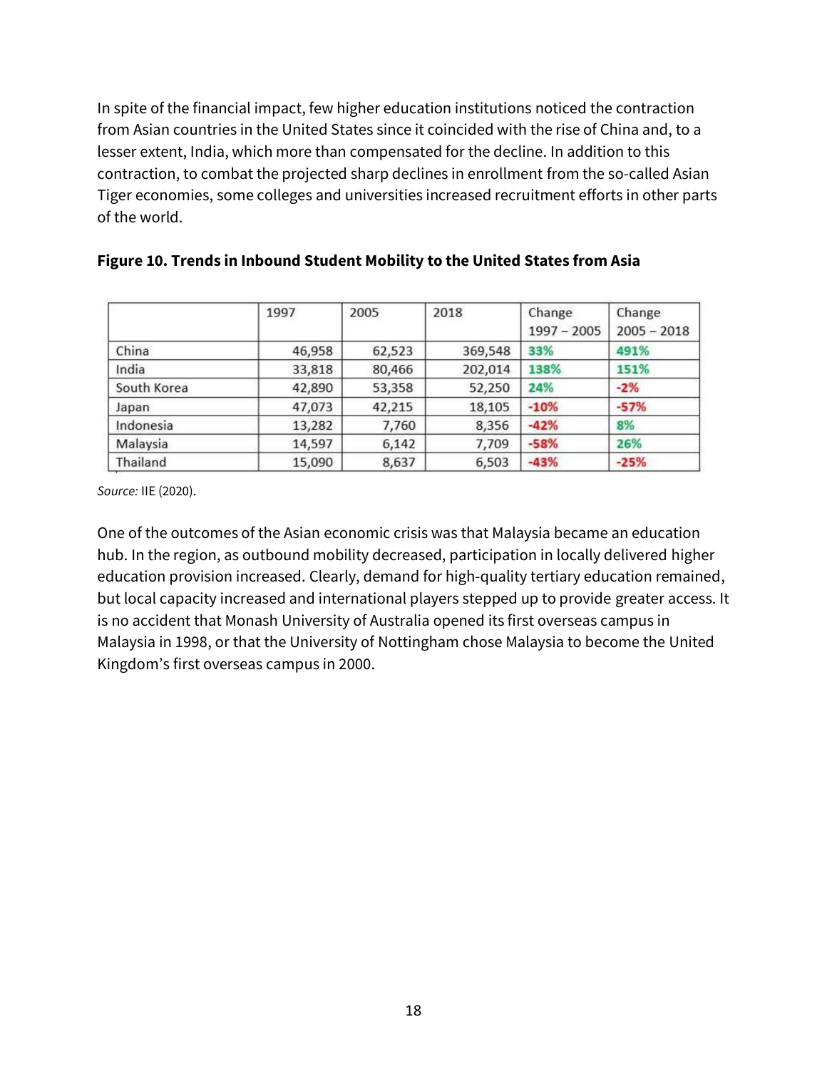In spite of the financial impact, few higher education institutions noticed the contraction from Asian countries in the United States since it coincided with the rise of China and, to a lesser extent, India, which more than compensated for the decline. In addition to this contraction, to combat the projected sharp declines in enrollment from the so-called Asian Tiger economies, some colleges and universities increased recruitment efforts in other parts of the world.

**Figure 10. Trends in Inbound Student Mobility to the United States from Asia**

| | 1997 | 2005 | 2018 | Change 1997 – 2005 | Change 2005 – 2018 |
|---|---|---|---|---|---|
| China | 46,958 | 62,523 | 369,548 | 33% | 491% |
| India | 33,818 | 80,466 | 202,014 | 138% | 151% |
| South Korea | 42,890 | 53,358 | 52,250 | 24% | -2% |
| Japan | 47,073 | 42,215 | 18,105 | -10% | -57% |
| Indonesia | 13,282 | 7,760 | 8,356 | -42% | 8% |
| Malaysia | 14,597 | 6,142 | 7,709 | -58% | 26% |
| Thailand | 15,090 | 8,637 | 6,503 | -43% | -25% |

*Source:* IIE (2020).

One of the outcomes of the Asian economic crisis was that Malaysia became an education hub. In the region, as outbound mobility decreased, participation in locally delivered higher education provision increased. Clearly, demand for high-quality tertiary education remained, but local capacity increased and international players stepped up to provide greater access. It is no accident that Monash University of Australia opened its first overseas campus in Malaysia in 1998, or that the University of Nottingham chose Malaysia to become the United Kingdom's first overseas campus in 2000.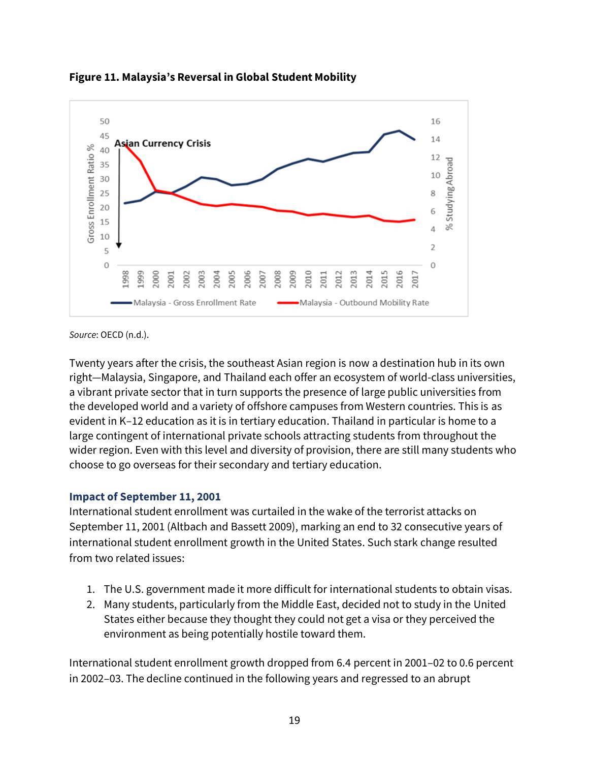**Figure 11. Malaysia's Reversal in Global Student Mobility**

Source: OECD (n.d.).

Twenty years after the crisis, the southeast Asian region is now a destination hub in its own right—Malaysia, Singapore, and Thailand each offer an ecosystem of world-class universities, a vibrant private sector that in turn supports the presence of large public universities from the developed world and a variety of offshore campuses from Western countries. This is as evident in K–12 education as it is in tertiary education. Thailand in particular is home to a large contingent of international private schools attracting students from throughout the wider region. Even with this level and diversity of provision, there are still many students who choose to go overseas for their secondary and tertiary education.

### Impact of September 11, 2001

International student enrollment was curtailed in the wake of the terrorist attacks on September 11, 2001 (Altbach and Bassett 2009), marking an end to 32 consecutive years of international student enrollment growth in the United States. Such stark change resulted from two related issues:

1. The U.S. government made it more difficult for international students to obtain visas.
2. Many students, particularly from the Middle East, decided not to study in the United States either because they thought they could not get a visa or they perceived the environment as being potentially hostile toward them.

International student enrollment growth dropped from 6.4 percent in 2001–02 to 0.6 percent in 2002–03. The decline continued in the following years and regressed to an abrupt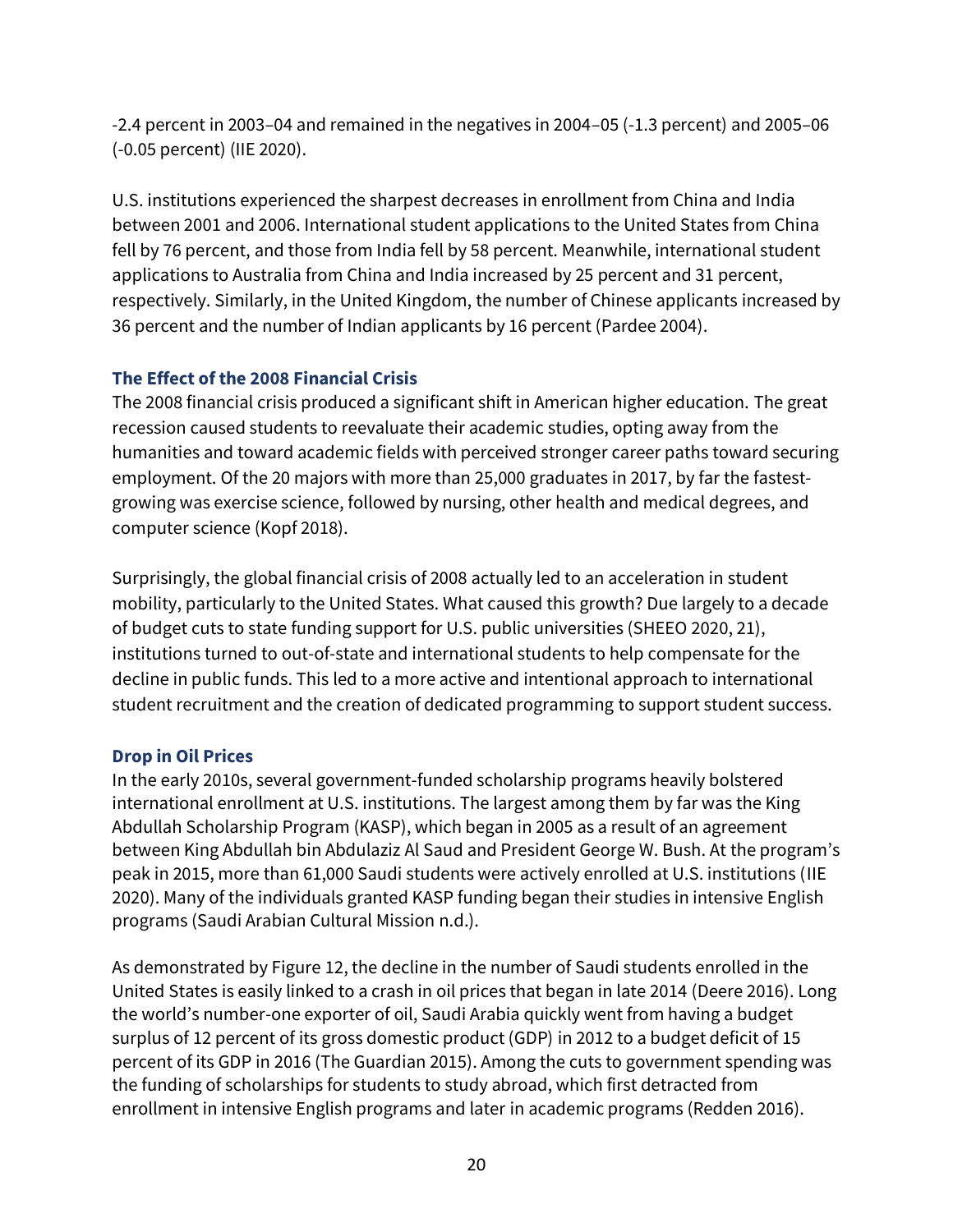-2.4 percent in 2003–04 and remained in the negatives in 2004–05 (-1.3 percent) and 2005–06 (-0.05 percent) (IIE 2020).

U.S. institutions experienced the sharpest decreases in enrollment from China and India between 2001 and 2006. International student applications to the United States from China fell by 76 percent, and those from India fell by 58 percent. Meanwhile, international student applications to Australia from China and India increased by 25 percent and 31 percent, respectively. Similarly, in the United Kingdom, the number of Chinese applicants increased by 36 percent and the number of Indian applicants by 16 percent (Pardee 2004).

### The Effect of the 2008 Financial Crisis

The 2008 financial crisis produced a significant shift in American higher education. The great recession caused students to reevaluate their academic studies, opting away from the humanities and toward academic fields with perceived stronger career paths toward securing employment. Of the 20 majors with more than 25,000 graduates in 2017, by far the fastest-growing was exercise science, followed by nursing, other health and medical degrees, and computer science (Kopf 2018).

Surprisingly, the global financial crisis of 2008 actually led to an acceleration in student mobility, particularly to the United States. What caused this growth? Due largely to a decade of budget cuts to state funding support for U.S. public universities (SHEEO 2020, 21), institutions turned to out-of-state and international students to help compensate for the decline in public funds. This led to a more active and intentional approach to international student recruitment and the creation of dedicated programming to support student success.

### Drop in Oil Prices

In the early 2010s, several government-funded scholarship programs heavily bolstered international enrollment at U.S. institutions. The largest among them by far was the King Abdullah Scholarship Program (KASP), which began in 2005 as a result of an agreement between King Abdullah bin Abdulaziz Al Saud and President George W. Bush. At the program's peak in 2015, more than 61,000 Saudi students were actively enrolled at U.S. institutions (IIE 2020). Many of the individuals granted KASP funding began their studies in intensive English programs (Saudi Arabian Cultural Mission n.d.).

As demonstrated by Figure 12, the decline in the number of Saudi students enrolled in the United States is easily linked to a crash in oil prices that began in late 2014 (Deere 2016). Long the world's number-one exporter of oil, Saudi Arabia quickly went from having a budget surplus of 12 percent of its gross domestic product (GDP) in 2012 to a budget deficit of 15 percent of its GDP in 2016 (The Guardian 2015). Among the cuts to government spending was the funding of scholarships for students to study abroad, which first detracted from enrollment in intensive English programs and later in academic programs (Redden 2016).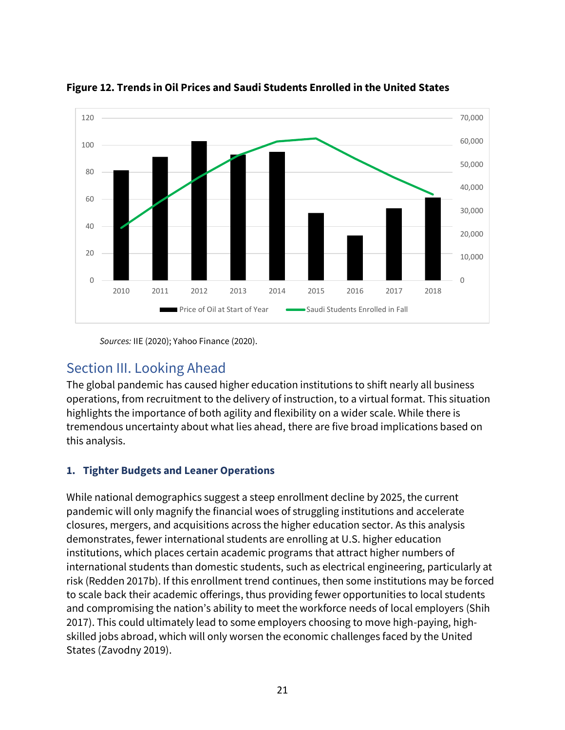**Figure 12. Trends in Oil Prices and Saudi Students Enrolled in the United States**

*Sources:* IIE (2020); Yahoo Finance (2020).

## Section III. Looking Ahead

The global pandemic has caused higher education institutions to shift nearly all business operations, from recruitment to the delivery of instruction, to a virtual format. This situation highlights the importance of both agility and flexibility on a wider scale. While there is tremendous uncertainty about what lies ahead, there are five broad implications based on this analysis.

### 1. Tighter Budgets and Leaner Operations

While national demographics suggest a steep enrollment decline by 2025, the current pandemic will only magnify the financial woes of struggling institutions and accelerate closures, mergers, and acquisitions across the higher education sector. As this analysis demonstrates, fewer international students are enrolling at U.S. higher education institutions, which places certain academic programs that attract higher numbers of international students than domestic students, such as electrical engineering, particularly at risk (Redden 2017b). If this enrollment trend continues, then some institutions may be forced to scale back their academic offerings, thus providing fewer opportunities to local students and compromising the nation's ability to meet the workforce needs of local employers (Shih 2017). This could ultimately lead to some employers choosing to move high-paying, high-skilled jobs abroad, which will only worsen the economic challenges faced by the United States (Zavodny 2019).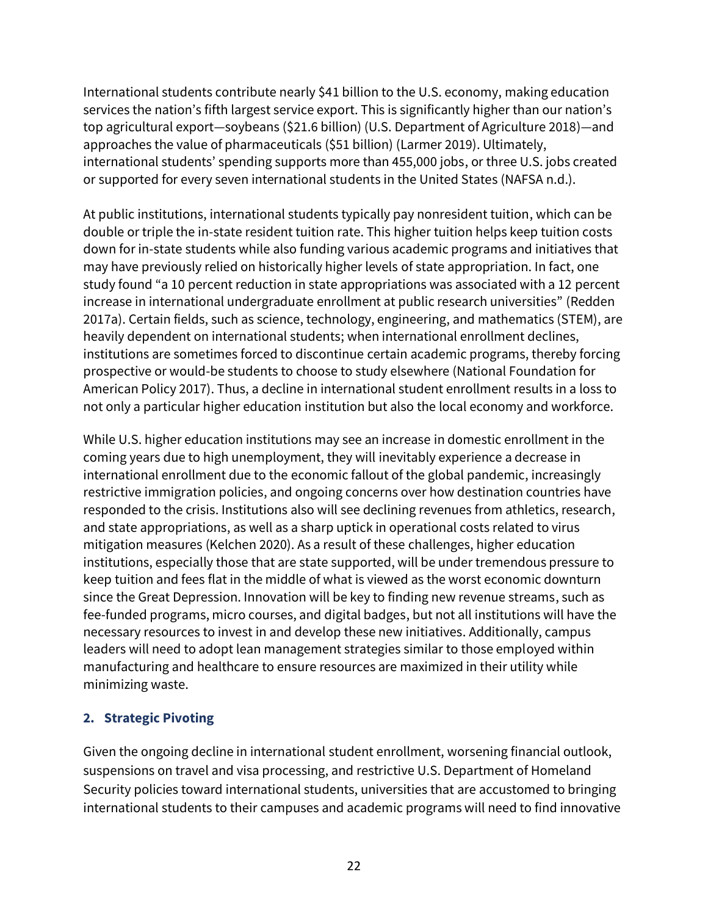International students contribute nearly $41 billion to the U.S. economy, making education services the nation's fifth largest service export. This is significantly higher than our nation's top agricultural export—soybeans ($21.6 billion) (U.S. Department of Agriculture 2018)—and approaches the value of pharmaceuticals ($51 billion) (Larmer 2019). Ultimately, international students' spending supports more than 455,000 jobs, or three U.S. jobs created or supported for every seven international students in the United States (NAFSA n.d.).

At public institutions, international students typically pay nonresident tuition, which can be double or triple the in-state resident tuition rate. This higher tuition helps keep tuition costs down for in-state students while also funding various academic programs and initiatives that may have previously relied on historically higher levels of state appropriation. In fact, one study found "a 10 percent reduction in state appropriations was associated with a 12 percent increase in international undergraduate enrollment at public research universities" (Redden 2017a). Certain fields, such as science, technology, engineering, and mathematics (STEM), are heavily dependent on international students; when international enrollment declines, institutions are sometimes forced to discontinue certain academic programs, thereby forcing prospective or would-be students to choose to study elsewhere (National Foundation for American Policy 2017). Thus, a decline in international student enrollment results in a loss to not only a particular higher education institution but also the local economy and workforce.

While U.S. higher education institutions may see an increase in domestic enrollment in the coming years due to high unemployment, they will inevitably experience a decrease in international enrollment due to the economic fallout of the global pandemic, increasingly restrictive immigration policies, and ongoing concerns over how destination countries have responded to the crisis. Institutions also will see declining revenues from athletics, research, and state appropriations, as well as a sharp uptick in operational costs related to virus mitigation measures (Kelchen 2020). As a result of these challenges, higher education institutions, especially those that are state supported, will be under tremendous pressure to keep tuition and fees flat in the middle of what is viewed as the worst economic downturn since the Great Depression. Innovation will be key to finding new revenue streams, such as fee-funded programs, micro courses, and digital badges, but not all institutions will have the necessary resources to invest in and develop these new initiatives. Additionally, campus leaders will need to adopt lean management strategies similar to those employed within manufacturing and healthcare to ensure resources are maximized in their utility while minimizing waste.

### 2. Strategic Pivoting

Given the ongoing decline in international student enrollment, worsening financial outlook, suspensions on travel and visa processing, and restrictive U.S. Department of Homeland Security policies toward international students, universities that are accustomed to bringing international students to their campuses and academic programs will need to find innovative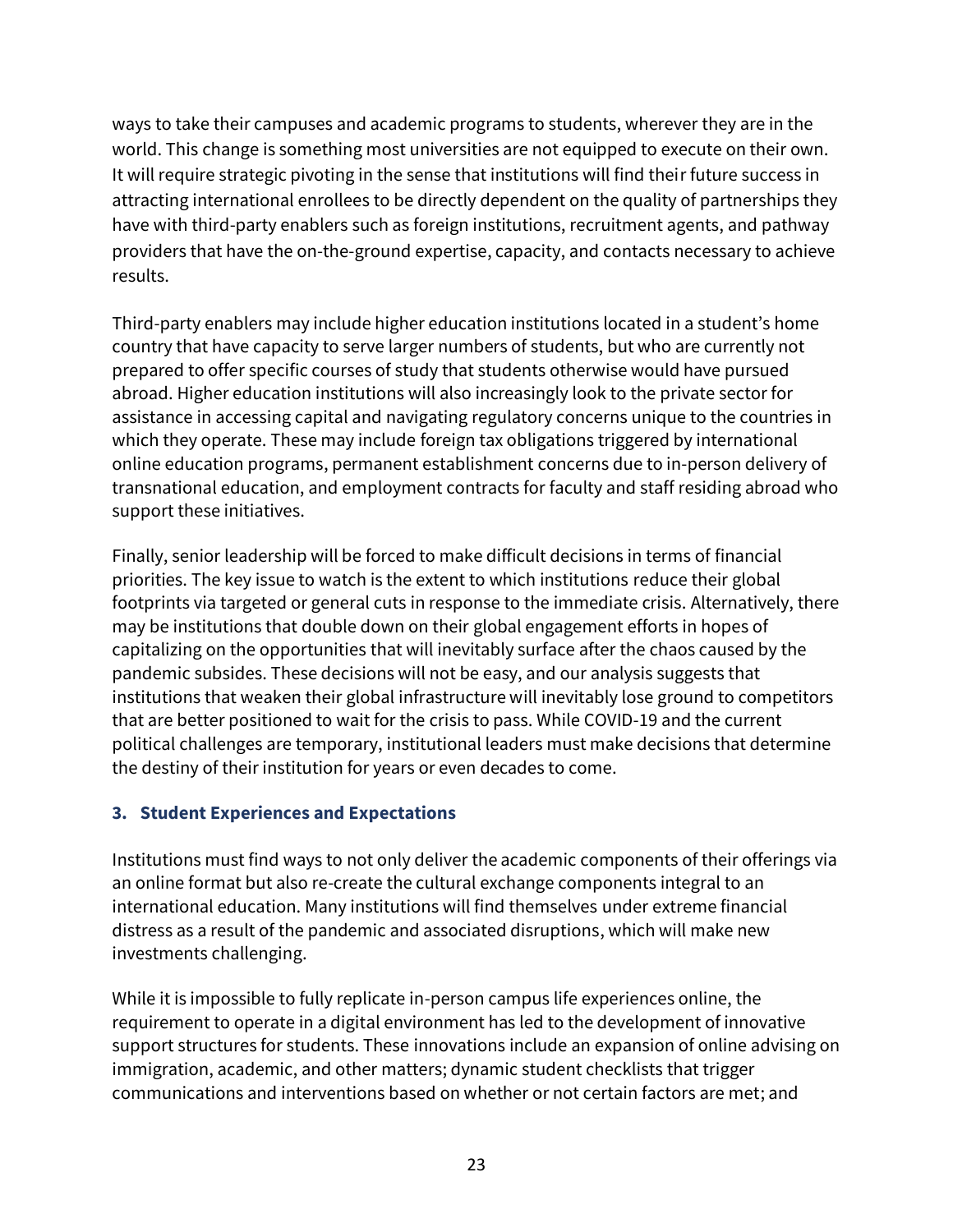ways to take their campuses and academic programs to students, wherever they are in the world. This change is something most universities are not equipped to execute on their own. It will require strategic pivoting in the sense that institutions will find their future success in attracting international enrollees to be directly dependent on the quality of partnerships they have with third-party enablers such as foreign institutions, recruitment agents, and pathway providers that have the on-the-ground expertise, capacity, and contacts necessary to achieve results.

Third-party enablers may include higher education institutions located in a student's home country that have capacity to serve larger numbers of students, but who are currently not prepared to offer specific courses of study that students otherwise would have pursued abroad. Higher education institutions will also increasingly look to the private sector for assistance in accessing capital and navigating regulatory concerns unique to the countries in which they operate. These may include foreign tax obligations triggered by international online education programs, permanent establishment concerns due to in-person delivery of transnational education, and employment contracts for faculty and staff residing abroad who support these initiatives.

Finally, senior leadership will be forced to make difficult decisions in terms of financial priorities. The key issue to watch is the extent to which institutions reduce their global footprints via targeted or general cuts in response to the immediate crisis. Alternatively, there may be institutions that double down on their global engagement efforts in hopes of capitalizing on the opportunities that will inevitably surface after the chaos caused by the pandemic subsides. These decisions will not be easy, and our analysis suggests that institutions that weaken their global infrastructure will inevitably lose ground to competitors that are better positioned to wait for the crisis to pass. While COVID-19 and the current political challenges are temporary, institutional leaders must make decisions that determine the destiny of their institution for years or even decades to come.

### 3. Student Experiences and Expectations

Institutions must find ways to not only deliver the academic components of their offerings via an online format but also re-create the cultural exchange components integral to an international education. Many institutions will find themselves under extreme financial distress as a result of the pandemic and associated disruptions, which will make new investments challenging.

While it is impossible to fully replicate in-person campus life experiences online, the requirement to operate in a digital environment has led to the development of innovative support structures for students. These innovations include an expansion of online advising on immigration, academic, and other matters; dynamic student checklists that trigger communications and interventions based on whether or not certain factors are met; and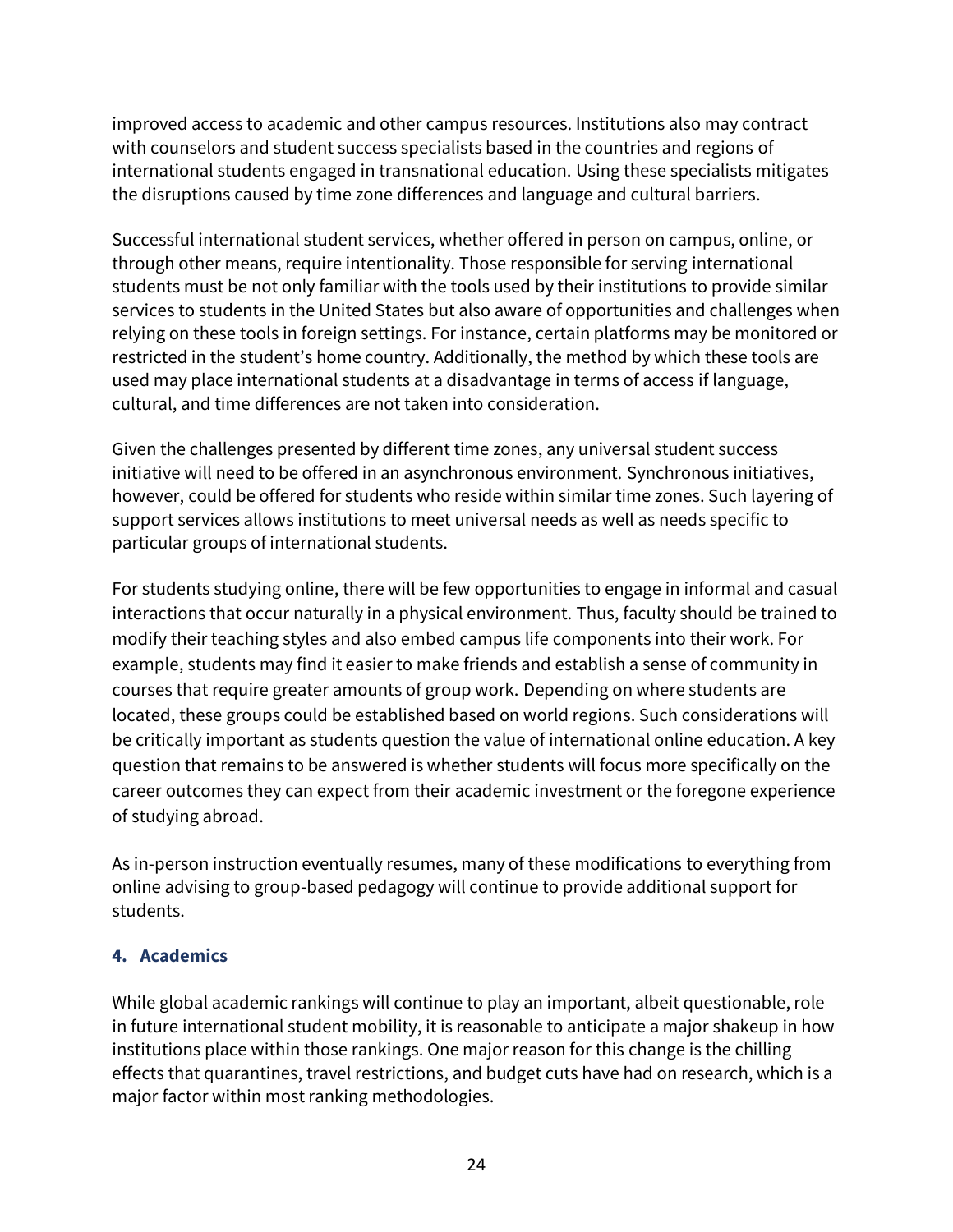improved access to academic and other campus resources. Institutions also may contract with counselors and student success specialists based in the countries and regions of international students engaged in transnational education. Using these specialists mitigates the disruptions caused by time zone differences and language and cultural barriers.

Successful international student services, whether offered in person on campus, online, or through other means, require intentionality. Those responsible for serving international students must be not only familiar with the tools used by their institutions to provide similar services to students in the United States but also aware of opportunities and challenges when relying on these tools in foreign settings. For instance, certain platforms may be monitored or restricted in the student's home country. Additionally, the method by which these tools are used may place international students at a disadvantage in terms of access if language, cultural, and time differences are not taken into consideration.

Given the challenges presented by different time zones, any universal student success initiative will need to be offered in an asynchronous environment. Synchronous initiatives, however, could be offered for students who reside within similar time zones. Such layering of support services allows institutions to meet universal needs as well as needs specific to particular groups of international students.

For students studying online, there will be few opportunities to engage in informal and casual interactions that occur naturally in a physical environment. Thus, faculty should be trained to modify their teaching styles and also embed campus life components into their work. For example, students may find it easier to make friends and establish a sense of community in courses that require greater amounts of group work. Depending on where students are located, these groups could be established based on world regions. Such considerations will be critically important as students question the value of international online education. A key question that remains to be answered is whether students will focus more specifically on the career outcomes they can expect from their academic investment or the foregone experience of studying abroad.

As in-person instruction eventually resumes, many of these modifications to everything from online advising to group-based pedagogy will continue to provide additional support for students.

### 4. Academics

While global academic rankings will continue to play an important, albeit questionable, role in future international student mobility, it is reasonable to anticipate a major shakeup in how institutions place within those rankings. One major reason for this change is the chilling effects that quarantines, travel restrictions, and budget cuts have had on research, which is a major factor within most ranking methodologies.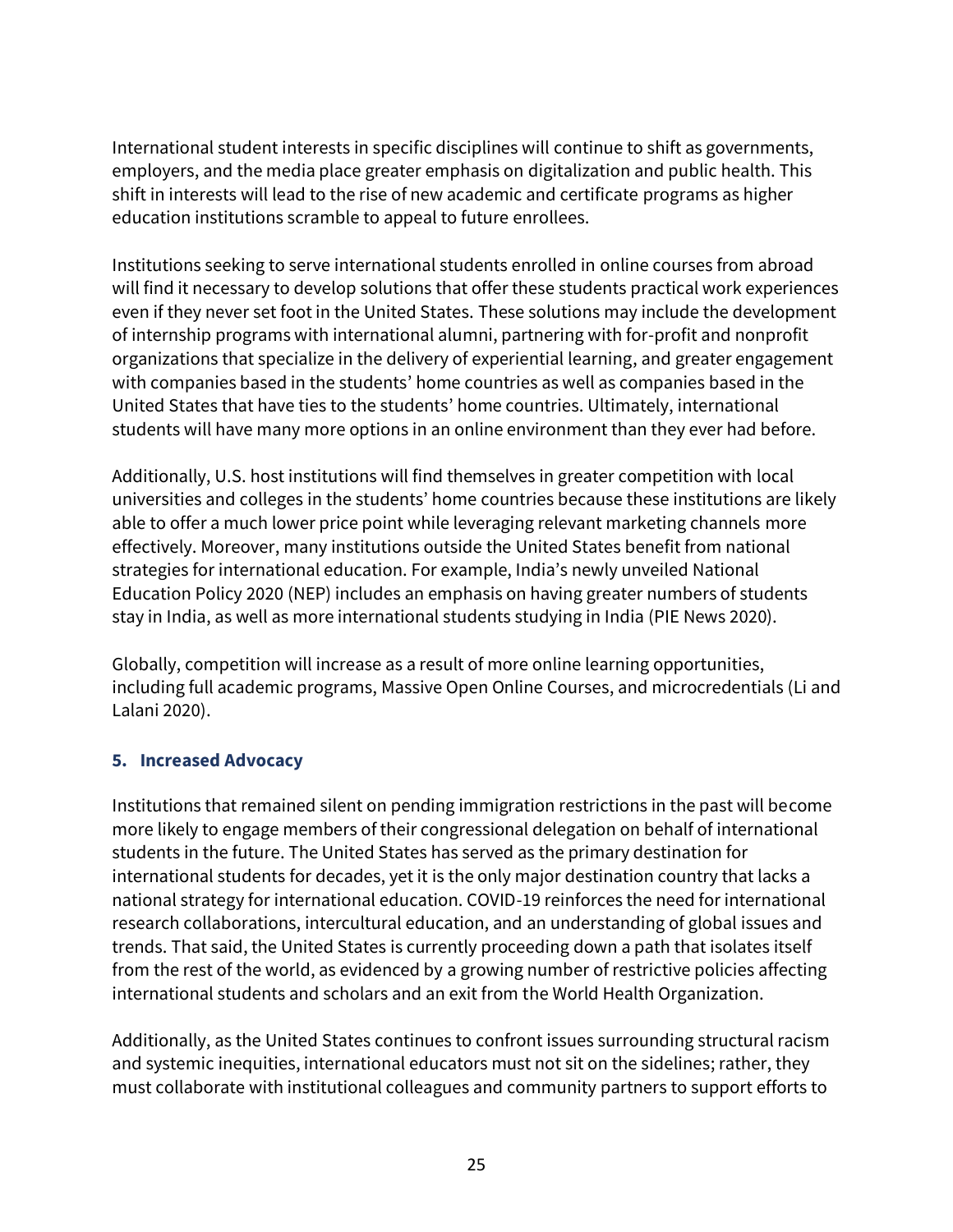International student interests in specific disciplines will continue to shift as governments, employers, and the media place greater emphasis on digitalization and public health. This shift in interests will lead to the rise of new academic and certificate programs as higher education institutions scramble to appeal to future enrollees.

Institutions seeking to serve international students enrolled in online courses from abroad will find it necessary to develop solutions that offer these students practical work experiences even if they never set foot in the United States. These solutions may include the development of internship programs with international alumni, partnering with for-profit and nonprofit organizations that specialize in the delivery of experiential learning, and greater engagement with companies based in the students' home countries as well as companies based in the United States that have ties to the students' home countries. Ultimately, international students will have many more options in an online environment than they ever had before.

Additionally, U.S. host institutions will find themselves in greater competition with local universities and colleges in the students' home countries because these institutions are likely able to offer a much lower price point while leveraging relevant marketing channels more effectively. Moreover, many institutions outside the United States benefit from national strategies for international education. For example, India's newly unveiled National Education Policy 2020 (NEP) includes an emphasis on having greater numbers of students stay in India, as well as more international students studying in India (PIE News 2020).

Globally, competition will increase as a result of more online learning opportunities, including full academic programs, Massive Open Online Courses, and microcredentials (Li and Lalani 2020).

### 5. Increased Advocacy

Institutions that remained silent on pending immigration restrictions in the past will become more likely to engage members of their congressional delegation on behalf of international students in the future. The United States has served as the primary destination for international students for decades, yet it is the only major destination country that lacks a national strategy for international education. COVID-19 reinforces the need for international research collaborations, intercultural education, and an understanding of global issues and trends. That said, the United States is currently proceeding down a path that isolates itself from the rest of the world, as evidenced by a growing number of restrictive policies affecting international students and scholars and an exit from the World Health Organization.

Additionally, as the United States continues to confront issues surrounding structural racism and systemic inequities, international educators must not sit on the sidelines; rather, they must collaborate with institutional colleagues and community partners to support efforts to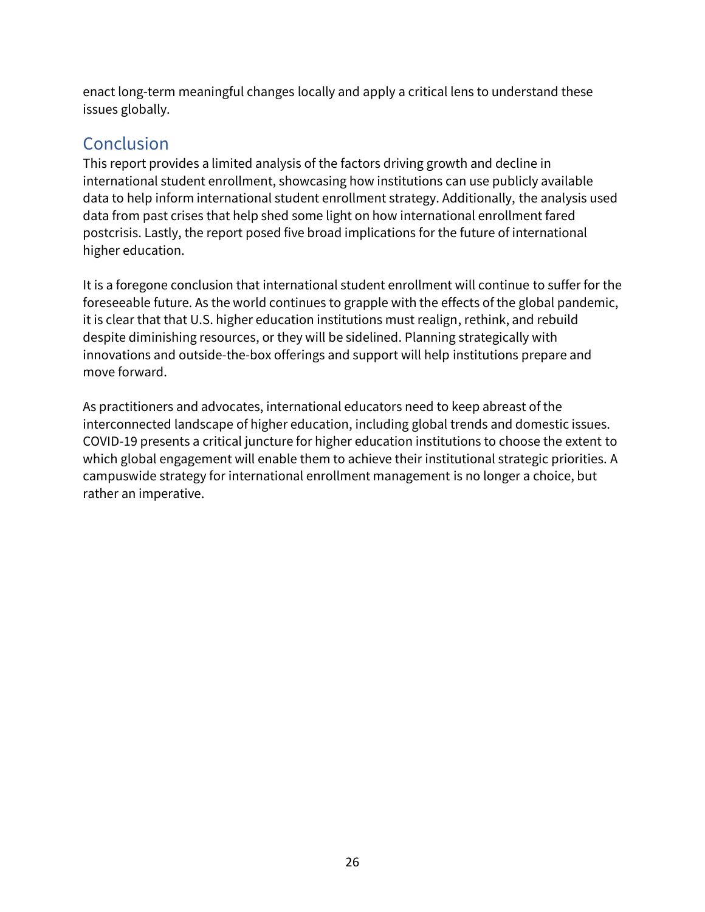enact long-term meaningful changes locally and apply a critical lens to understand these issues globally.

## Conclusion

This report provides a limited analysis of the factors driving growth and decline in international student enrollment, showcasing how institutions can use publicly available data to help inform international student enrollment strategy. Additionally, the analysis used data from past crises that help shed some light on how international enrollment fared postcrisis. Lastly, the report posed five broad implications for the future of international higher education.

It is a foregone conclusion that international student enrollment will continue to suffer for the foreseeable future. As the world continues to grapple with the effects of the global pandemic, it is clear that that U.S. higher education institutions must realign, rethink, and rebuild despite diminishing resources, or they will be sidelined. Planning strategically with innovations and outside-the-box offerings and support will help institutions prepare and move forward.

As practitioners and advocates, international educators need to keep abreast of the interconnected landscape of higher education, including global trends and domestic issues. COVID-19 presents a critical juncture for higher education institutions to choose the extent to which global engagement will enable them to achieve their institutional strategic priorities. A campuswide strategy for international enrollment management is no longer a choice, but rather an imperative.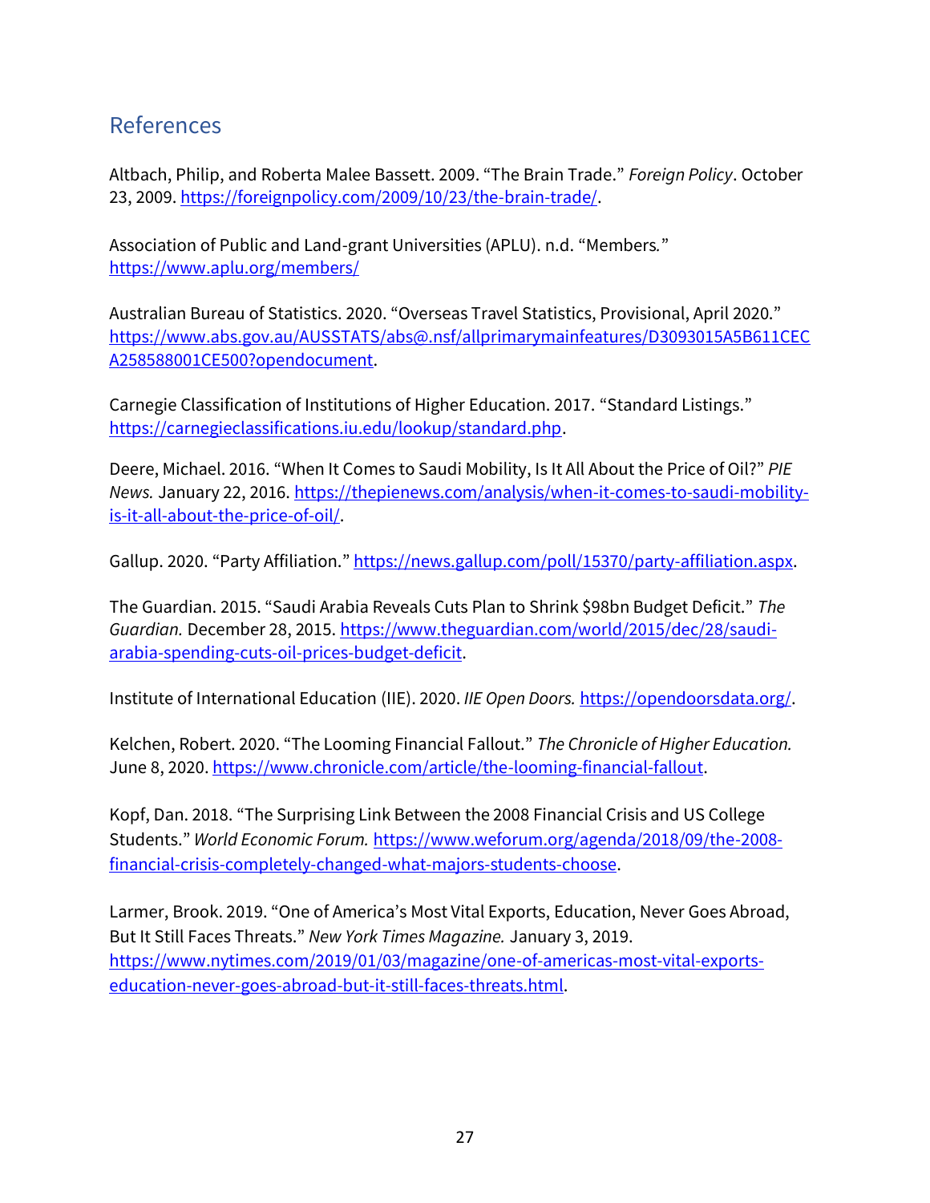## References

Altbach, Philip, and Roberta Malee Bassett. 2009. "The Brain Trade." *Foreign Policy*. October 23, 2009. https://foreignpolicy.com/2009/10/23/the-brain-trade/.

Association of Public and Land-grant Universities (APLU). n.d. "Members." https://www.aplu.org/members/

Australian Bureau of Statistics. 2020. "Overseas Travel Statistics, Provisional, April 2020." https://www.abs.gov.au/AUSSTATS/abs@.nsf/allprimarymainfeatures/D3093015A5B611CECA258588001CE500?opendocument.

Carnegie Classification of Institutions of Higher Education. 2017. "Standard Listings." https://carnegieclassifications.iu.edu/lookup/standard.php.

Deere, Michael. 2016. "When It Comes to Saudi Mobility, Is It All About the Price of Oil?" *PIE News.* January 22, 2016. https://thepienews.com/analysis/when-it-comes-to-saudi-mobility-is-it-all-about-the-price-of-oil/.

Gallup. 2020. "Party Affiliation." https://news.gallup.com/poll/15370/party-affiliation.aspx.

The Guardian. 2015. "Saudi Arabia Reveals Cuts Plan to Shrink $98bn Budget Deficit." *The Guardian.* December 28, 2015. https://www.theguardian.com/world/2015/dec/28/saudi-arabia-spending-cuts-oil-prices-budget-deficit.

Institute of International Education (IIE). 2020. *IIE Open Doors.* https://opendoorsdata.org/.

Kelchen, Robert. 2020. "The Looming Financial Fallout." *The Chronicle of Higher Education.* June 8, 2020. https://www.chronicle.com/article/the-looming-financial-fallout.

Kopf, Dan. 2018. "The Surprising Link Between the 2008 Financial Crisis and US College Students." *World Economic Forum.* https://www.weforum.org/agenda/2018/09/the-2008-financial-crisis-completely-changed-what-majors-students-choose.

Larmer, Brook. 2019. "One of America's Most Vital Exports, Education, Never Goes Abroad, But It Still Faces Threats." *New York Times Magazine.* January 3, 2019. https://www.nytimes.com/2019/01/03/magazine/one-of-americas-most-vital-exports-education-never-goes-abroad-but-it-still-faces-threats.html.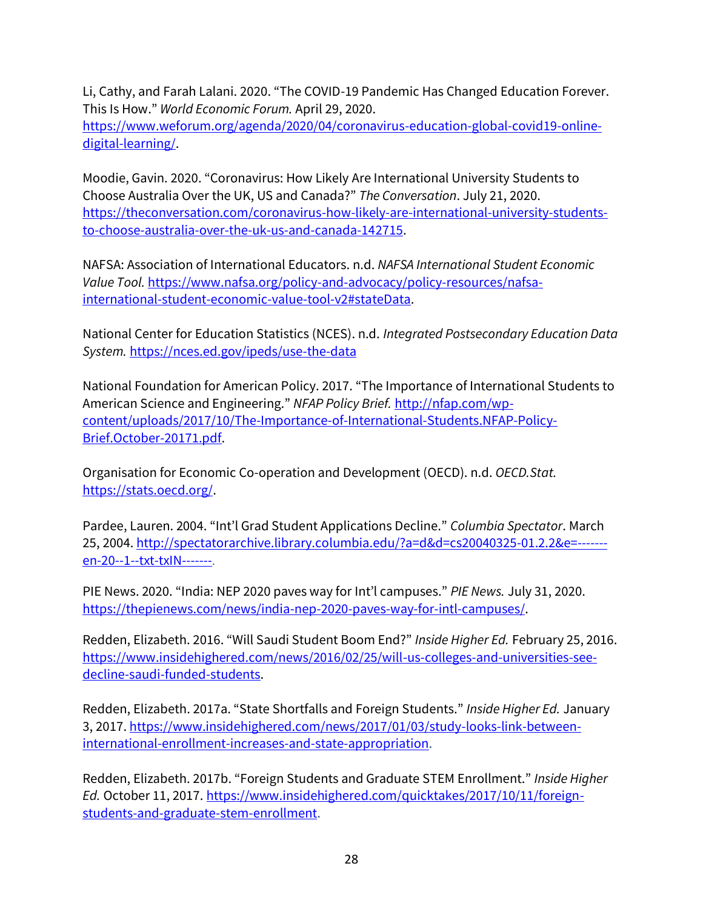Li, Cathy, and Farah Lalani. 2020. "The COVID-19 Pandemic Has Changed Education Forever. This Is How." *World Economic Forum.* April 29, 2020. https://www.weforum.org/agenda/2020/04/coronavirus-education-global-covid19-online-digital-learning/.

Moodie, Gavin. 2020. "Coronavirus: How Likely Are International University Students to Choose Australia Over the UK, US and Canada?" *The Conversation*. July 21, 2020. https://theconversation.com/coronavirus-how-likely-are-international-university-students-to-choose-australia-over-the-uk-us-and-canada-142715.

NAFSA: Association of International Educators. n.d. *NAFSA International Student Economic Value Tool.* https://www.nafsa.org/policy-and-advocacy/policy-resources/nafsa-international-student-economic-value-tool-v2#stateData.

National Center for Education Statistics (NCES). n.d. *Integrated Postsecondary Education Data System.* https://nces.ed.gov/ipeds/use-the-data

National Foundation for American Policy. 2017. "The Importance of International Students to American Science and Engineering." *NFAP Policy Brief.* http://nfap.com/wp-content/uploads/2017/10/The-Importance-of-International-Students.NFAP-Policy-Brief.October-20171.pdf.

Organisation for Economic Co-operation and Development (OECD). n.d. *OECD.Stat.* https://stats.oecd.org/.

Pardee, Lauren. 2004. "Int'l Grad Student Applications Decline." *Columbia Spectator*. March 25, 2004. http://spectatorarchive.library.columbia.edu/?a=d&d=cs20040325-01.2.2&e=-------en-20--1--txt-txIN-------.

PIE News. 2020. "India: NEP 2020 paves way for Int'l campuses." *PIE News.* July 31, 2020. https://thepienews.com/news/india-nep-2020-paves-way-for-intl-campuses/.

Redden, Elizabeth. 2016. "Will Saudi Student Boom End?" *Inside Higher Ed.* February 25, 2016. https://www.insidehighered.com/news/2016/02/25/will-us-colleges-and-universities-see-decline-saudi-funded-students.

Redden, Elizabeth. 2017a. "State Shortfalls and Foreign Students." *Inside Higher Ed.* January 3, 2017. https://www.insidehighered.com/news/2017/01/03/study-looks-link-between-international-enrollment-increases-and-state-appropriation.

Redden, Elizabeth. 2017b. "Foreign Students and Graduate STEM Enrollment." *Inside Higher Ed.* October 11, 2017. https://www.insidehighered.com/quicktakes/2017/10/11/foreign-students-and-graduate-stem-enrollment.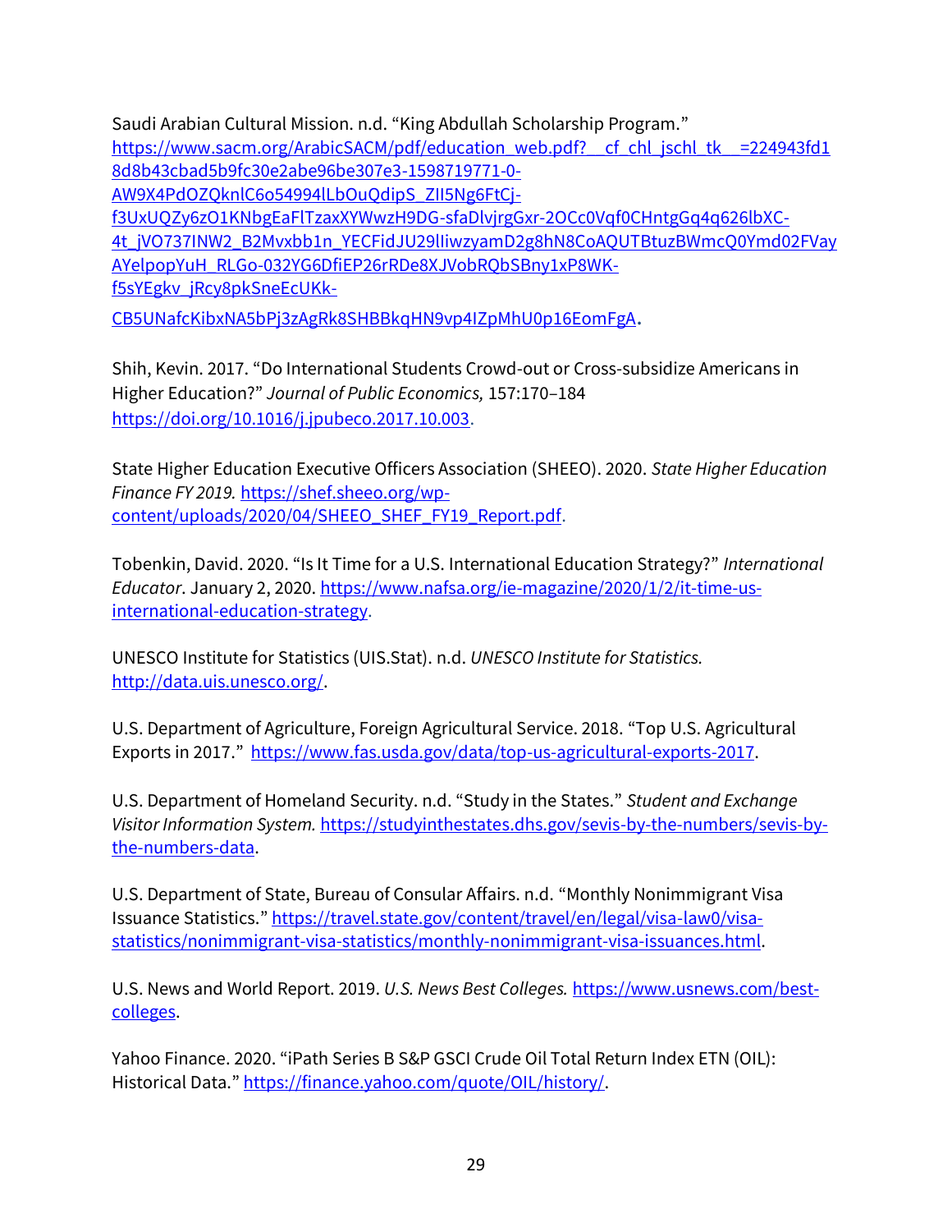Saudi Arabian Cultural Mission. n.d. "King Abdullah Scholarship Program." https://www.sacm.org/ArabicSACM/pdf/education_web.pdf?__cf_chl_jschl_tk__=224943fd18d8b43cbad5b9fc30e2abe96be307e3-1598719771-0-AW9X4PdOZQknlC6o54994lLbOuQdipS_ZII5Ng6FtCj-f3UxUQZy6zO1KNbgEaFlTzaxXYWwzH9DG-sfaDlvjrgGxr-2OCc0Vqf0CHntgGq4q626lbXC-4t_jVO737INW2_B2Mvxbb1n_YECFidJU29lIiwzyamD2g8hN8CoAQUTBtuzBWmcQ0Ymd02FVayAYelpopYuH_RLGo-032YG6DfiEP26rRDe8XJVobRQbSBny1xP8WK-f5sYEgkv_jRcy8pkSneEcUKk-CB5UNafcKibxNA5bPj3zAgRk8SHBBkqHN9vp4IZpMhU0p16EomFgA.

Shih, Kevin. 2017. "Do International Students Crowd-out or Cross-subsidize Americans in Higher Education?" *Journal of Public Economics,* 157:170–184 https://doi.org/10.1016/j.jpubeco.2017.10.003.

State Higher Education Executive Officers Association (SHEEO). 2020. *State Higher Education Finance FY 2019.* https://shef.sheeo.org/wp-content/uploads/2020/04/SHEEO_SHEF_FY19_Report.pdf.

Tobenkin, David. 2020. "Is It Time for a U.S. International Education Strategy?" *International Educator*. January 2, 2020. https://www.nafsa.org/ie-magazine/2020/1/2/it-time-us-international-education-strategy.

UNESCO Institute for Statistics (UIS.Stat). n.d. *UNESCO Institute for Statistics.* http://data.uis.unesco.org/.

U.S. Department of Agriculture, Foreign Agricultural Service. 2018. "Top U.S. Agricultural Exports in 2017." https://www.fas.usda.gov/data/top-us-agricultural-exports-2017.

U.S. Department of Homeland Security. n.d. "Study in the States." *Student and Exchange Visitor Information System.* https://studyinthestates.dhs.gov/sevis-by-the-numbers/sevis-by-the-numbers-data.

U.S. Department of State, Bureau of Consular Affairs. n.d. "Monthly Nonimmigrant Visa Issuance Statistics." https://travel.state.gov/content/travel/en/legal/visa-law0/visa-statistics/nonimmigrant-visa-statistics/monthly-nonimmigrant-visa-issuances.html.

U.S. News and World Report. 2019. *U.S. News Best Colleges.* https://www.usnews.com/best-colleges.

Yahoo Finance. 2020. "iPath Series B S&P GSCI Crude Oil Total Return Index ETN (OIL): Historical Data." https://finance.yahoo.com/quote/OIL/history/.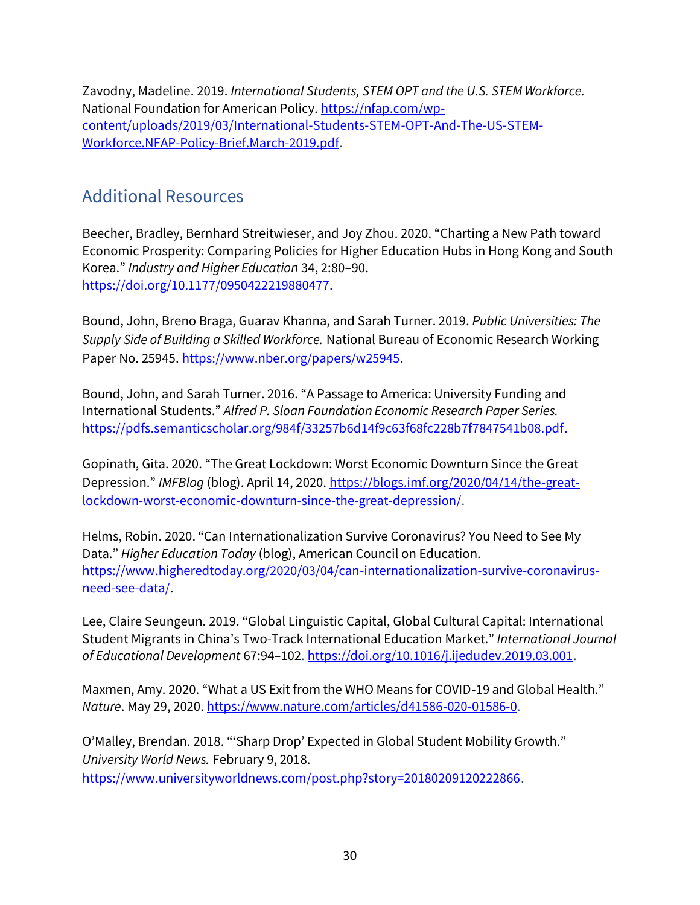Zavodny, Madeline. 2019. *International Students, STEM OPT and the U.S. STEM Workforce.* National Foundation for American Policy. https://nfap.com/wp-content/uploads/2019/03/International-Students-STEM-OPT-And-The-US-STEM-Workforce.NFAP-Policy-Brief.March-2019.pdf.

## Additional Resources

Beecher, Bradley, Bernhard Streitwieser, and Joy Zhou. 2020. "Charting a New Path toward Economic Prosperity: Comparing Policies for Higher Education Hubs in Hong Kong and South Korea." *Industry and Higher Education* 34, 2:80–90. https://doi.org/10.1177/0950422219880477.

Bound, John, Breno Braga, Guarav Khanna, and Sarah Turner. 2019. *Public Universities: The Supply Side of Building a Skilled Workforce.* National Bureau of Economic Research Working Paper No. 25945. https://www.nber.org/papers/w25945.

Bound, John, and Sarah Turner. 2016. "A Passage to America: University Funding and International Students." *Alfred P. Sloan Foundation Economic Research Paper Series.* https://pdfs.semanticscholar.org/984f/33257b6d14f9c63f68fc228b7f7847541b08.pdf.

Gopinath, Gita. 2020. "The Great Lockdown: Worst Economic Downturn Since the Great Depression." *IMFBlog* (blog). April 14, 2020. https://blogs.imf.org/2020/04/14/the-great-lockdown-worst-economic-downturn-since-the-great-depression/.

Helms, Robin. 2020. "Can Internationalization Survive Coronavirus? You Need to See My Data." *Higher Education Today* (blog), American Council on Education. https://www.higheredtoday.org/2020/03/04/can-internationalization-survive-coronavirus-need-see-data/.

Lee, Claire Seungeun. 2019. "Global Linguistic Capital, Global Cultural Capital: International Student Migrants in China's Two-Track International Education Market." *International Journal of Educational Development* 67:94–102. https://doi.org/10.1016/j.ijedudev.2019.03.001.

Maxmen, Amy. 2020. "What a US Exit from the WHO Means for COVID-19 and Global Health." *Nature*. May 29, 2020. https://www.nature.com/articles/d41586-020-01586-0.

O'Malley, Brendan. 2018. "'Sharp Drop' Expected in Global Student Mobility Growth." *University World News.* February 9, 2018. https://www.universityworldnews.com/post.php?story=20180209120222866.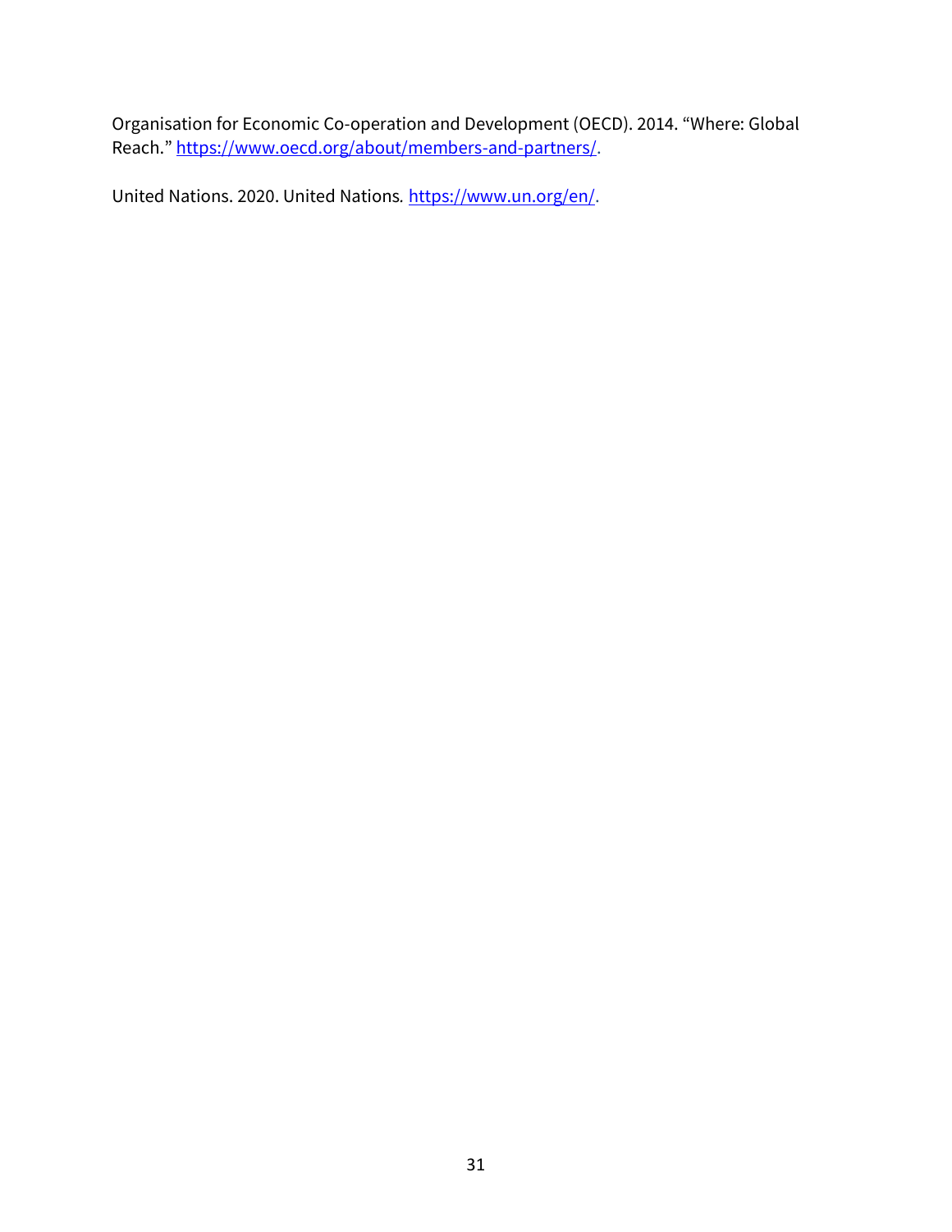Organisation for Economic Co-operation and Development (OECD). 2014. "Where: Global Reach." https://www.oecd.org/about/members-and-partners/.

United Nations. 2020. United Nations. https://www.un.org/en/.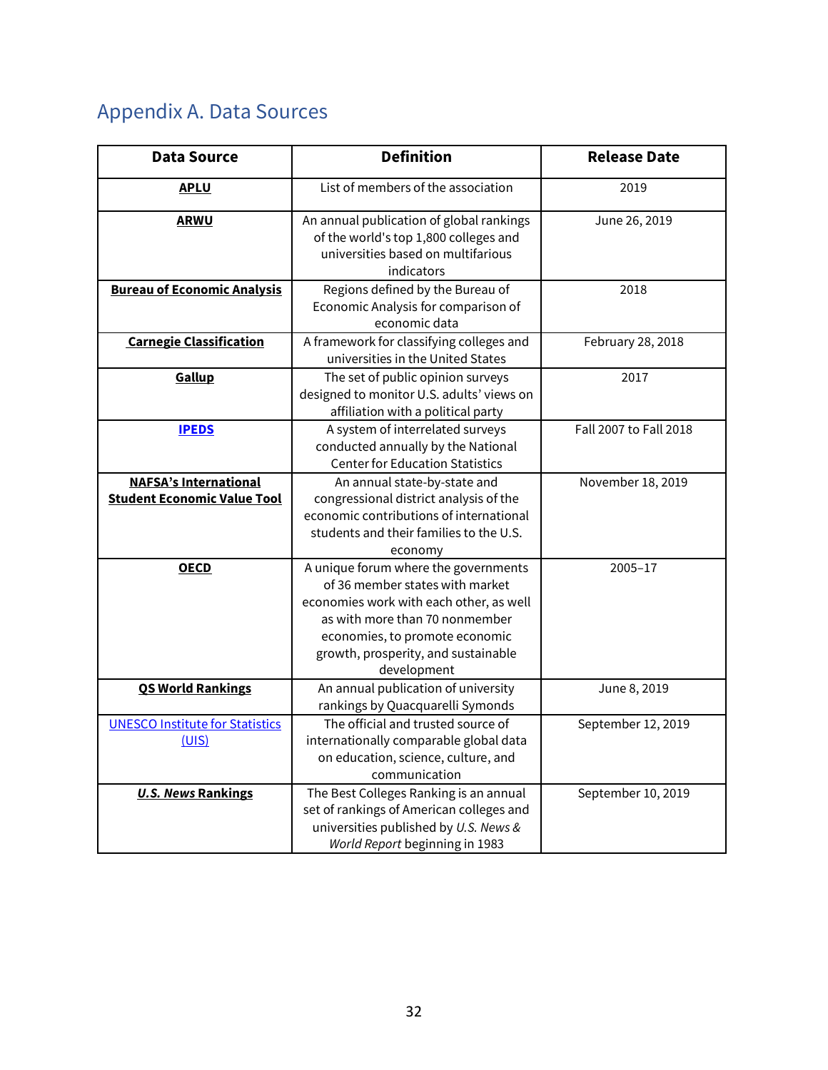# Appendix A. Data Sources

| Data Source | Definition | Release Date |
| --- | --- | --- |
| **APLU** | List of members of the association | 2019 |
| **ARWU** | An annual publication of global rankings of the world's top 1,800 colleges and universities based on multifarious indicators | June 26, 2019 |
| **Bureau of Economic Analysis** | Regions defined by the Bureau of Economic Analysis for comparison of economic data | 2018 |
| **Carnegie Classification** | A framework for classifying colleges and universities in the United States | February 28, 2018 |
| **Gallup** | The set of public opinion surveys designed to monitor U.S. adults' views on affiliation with a political party | 2017 |
| **IPEDS** | A system of interrelated surveys conducted annually by the National Center for Education Statistics | Fall 2007 to Fall 2018 |
| **NAFSA's International Student Economic Value Tool** | An annual state-by-state and congressional district analysis of the economic contributions of international students and their families to the U.S. economy | November 18, 2019 |
| **OECD** | A unique forum where the governments of 36 member states with market economies work with each other, as well as with more than 70 nonmember economies, to promote economic growth, prosperity, and sustainable development | 2005–17 |
| **QS World Rankings** | An annual publication of university rankings by Quacquarelli Symonds | June 8, 2019 |
| UNESCO Institute for Statistics (UIS) | The official and trusted source of internationally comparable global data on education, science, culture, and communication | September 12, 2019 |
| ***U.S. News* Rankings** | The Best Colleges Ranking is an annual set of rankings of American colleges and universities published by *U.S. News & World Report* beginning in 1983 | September 10, 2019 |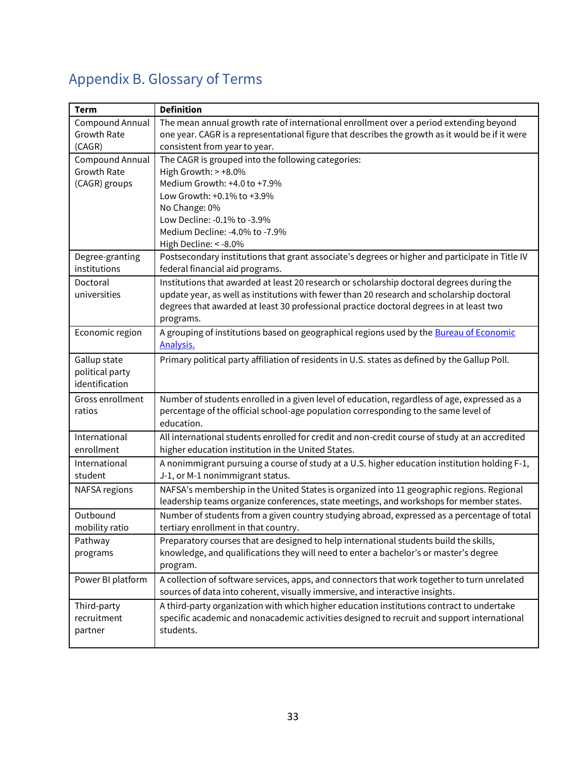## Appendix B. Glossary of Terms

| Term | Definition |
|---|---|
| Compound Annual Growth Rate (CAGR) | The mean annual growth rate of international enrollment over a period extending beyond one year. CAGR is a representational figure that describes the growth as it would be if it were consistent from year to year. |
| Compound Annual Growth Rate (CAGR) groups | The CAGR is grouped into the following categories:<br>High Growth: > +8.0%<br>Medium Growth: +4.0 to +7.9%<br>Low Growth: +0.1% to +3.9%<br>No Change: 0%<br>Low Decline: -0.1% to -3.9%<br>Medium Decline: -4.0% to -7.9%<br>High Decline: < -8.0% |
| Degree-granting institutions | Postsecondary institutions that grant associate's degrees or higher and participate in Title IV federal financial aid programs. |
| Doctoral universities | Institutions that awarded at least 20 research or scholarship doctoral degrees during the update year, as well as institutions with fewer than 20 research and scholarship doctoral degrees that awarded at least 30 professional practice doctoral degrees in at least two programs. |
| Economic region | A grouping of institutions based on geographical regions used by the Bureau of Economic Analysis. |
| Gallup state political party identification | Primary political party affiliation of residents in U.S. states as defined by the Gallup Poll. |
| Gross enrollment ratios | Number of students enrolled in a given level of education, regardless of age, expressed as a percentage of the official school-age population corresponding to the same level of education. |
| International enrollment | All international students enrolled for credit and non-credit course of study at an accredited higher education institution in the United States. |
| International student | A nonimmigrant pursuing a course of study at a U.S. higher education institution holding F-1, J-1, or M-1 nonimmigrant status. |
| NAFSA regions | NAFSA's membership in the United States is organized into 11 geographic regions. Regional leadership teams organize conferences, state meetings, and workshops for member states. |
| Outbound mobility ratio | Number of students from a given country studying abroad, expressed as a percentage of total tertiary enrollment in that country. |
| Pathway programs | Preparatory courses that are designed to help international students build the skills, knowledge, and qualifications they will need to enter a bachelor's or master's degree program. |
| Power BI platform | A collection of software services, apps, and connectors that work together to turn unrelated sources of data into coherent, visually immersive, and interactive insights. |
| Third-party recruitment partner | A third-party organization with which higher education institutions contract to undertake specific academic and nonacademic activities designed to recruit and support international students. |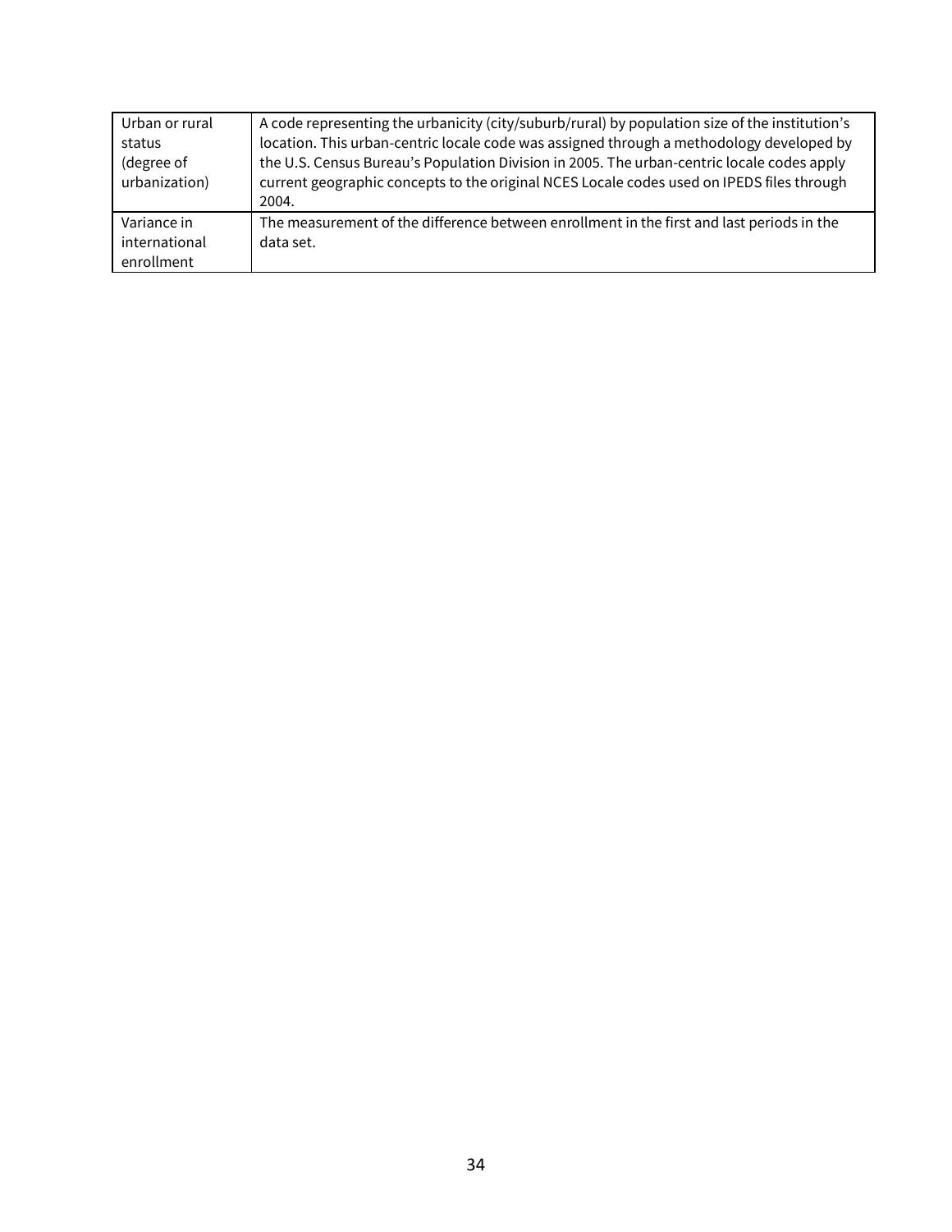| | |
|---|---|
| Urban or rural status (degree of urbanization) | A code representing the urbanicity (city/suburb/rural) by population size of the institution's location. This urban-centric locale code was assigned through a methodology developed by the U.S. Census Bureau's Population Division in 2005. The urban-centric locale codes apply current geographic concepts to the original NCES Locale codes used on IPEDS files through 2004. |
| Variance in international enrollment | The measurement of the difference between enrollment in the first and last periods in the data set. |